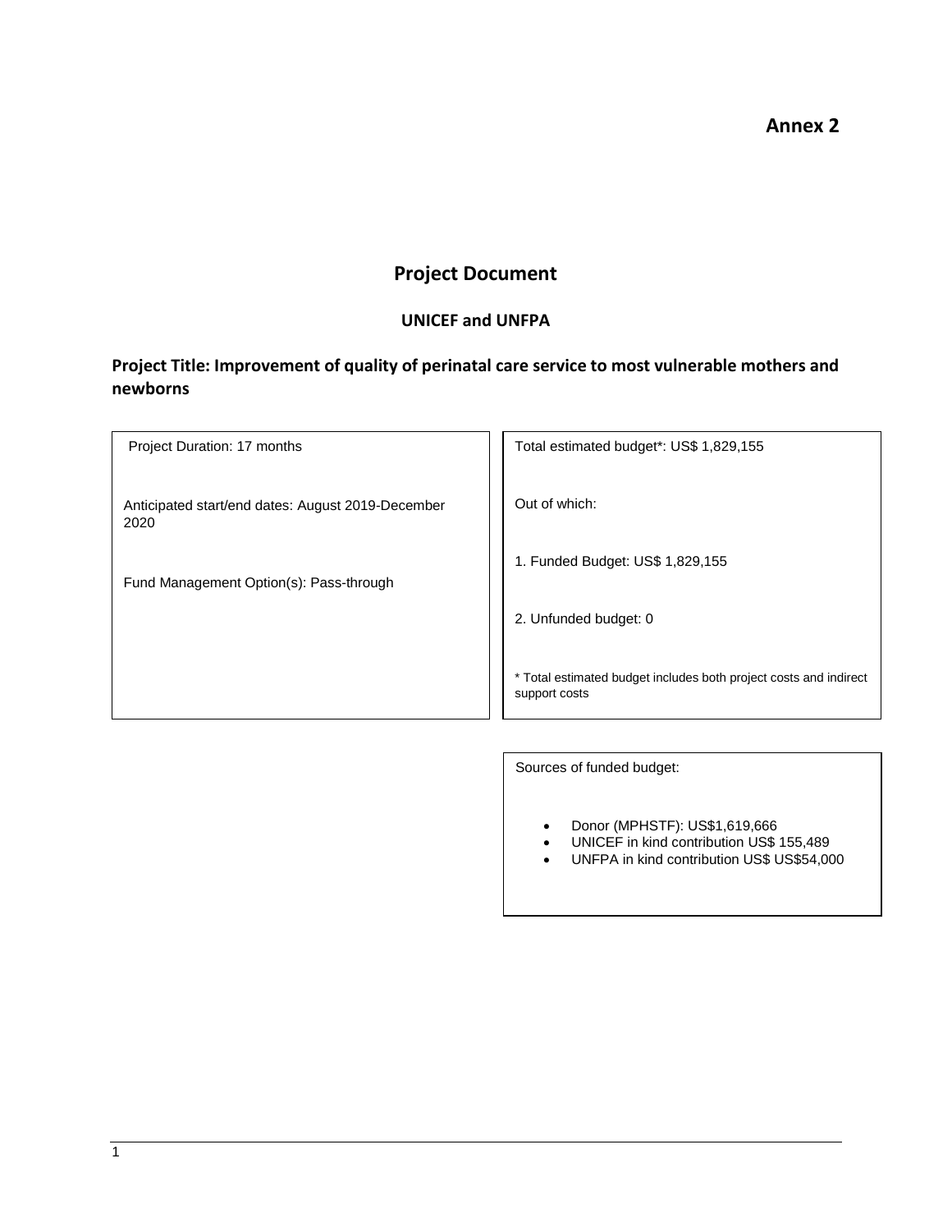**Annex 2**

# Project Document

## UNICEF and UNFPA

### Project Title: Improvement of quality of perinatal care service to most vulnerable mothers and newborns

| Project Duration: 17 months<br><br>Anticipated start/end dates: August 2019-December 2020<br><br>Fund Management Option(s): Pass-through | Total estimated budget*: US$ 1,829,155<br><br>Out of which:<br><br>1. Funded Budget: US$ 1,829,155<br><br>2. Unfunded budget: 0<br><br>* Total estimated budget includes both project costs and indirect support costs |
|---|---|

Sources of funded budget:

- Donor (MPHSTF): US$1,619,666
- UNICEF in kind contribution US$ 155,489
- UNFPA in kind contribution US$ US$54,000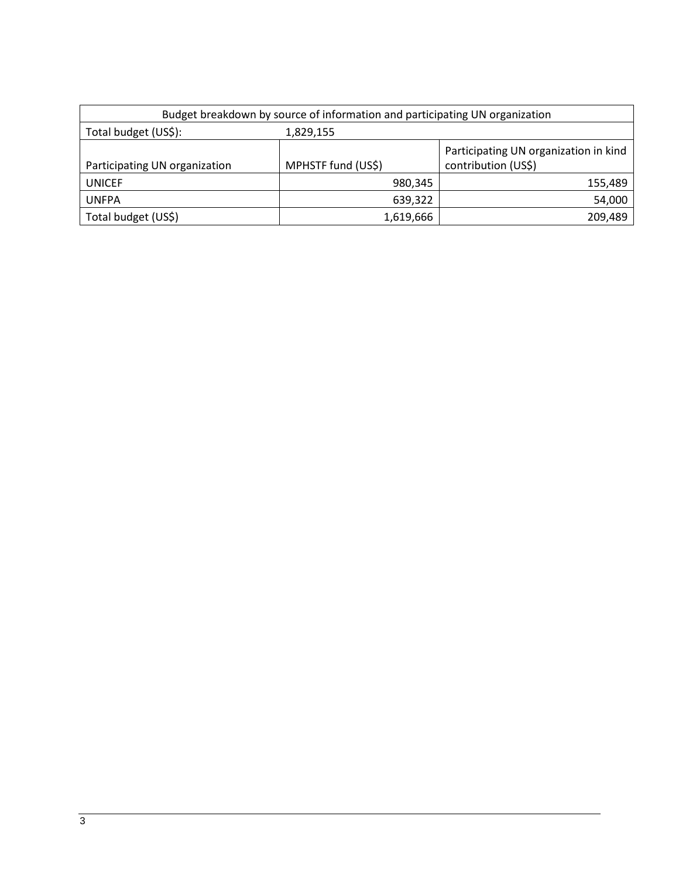| Budget breakdown by source of information and participating UN organization | | |
|---|---|---|
| Total budget (US$): | 1,829,155 | |
| Participating UN organization | MPHSTF fund (US$) | Participating UN organization in kind contribution (US$) |
| UNICEF | 980,345 | 155,489 |
| UNFPA | 639,322 | 54,000 |
| Total budget (US$) | 1,619,666 | 209,489 |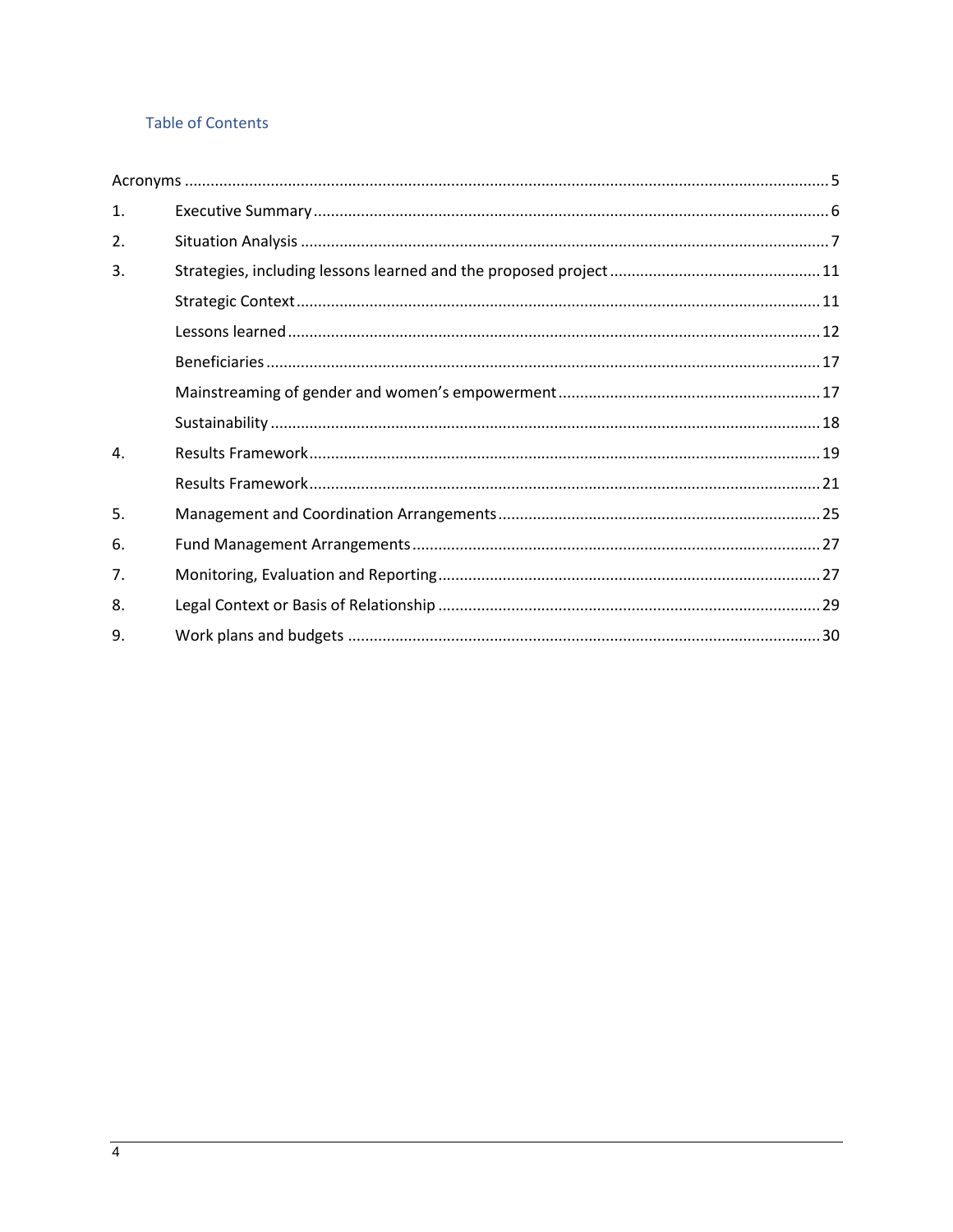## Table of Contents

Acronyms ........ 5

1. Executive Summary ........ 6
2. Situation Analysis ........ 7
3. Strategies, including lessons learned and the proposed project ........ 11
   - Strategic Context ........ 11
   - Lessons learned ........ 12
   - Beneficiaries ........ 17
   - Mainstreaming of gender and women's empowerment ........ 17
   - Sustainability ........ 18
4. Results Framework ........ 19
   - Results Framework ........ 21
5. Management and Coordination Arrangements ........ 25
6. Fund Management Arrangements ........ 27
7. Monitoring, Evaluation and Reporting ........ 27
8. Legal Context or Basis of Relationship ........ 29
9. Work plans and budgets ........ 30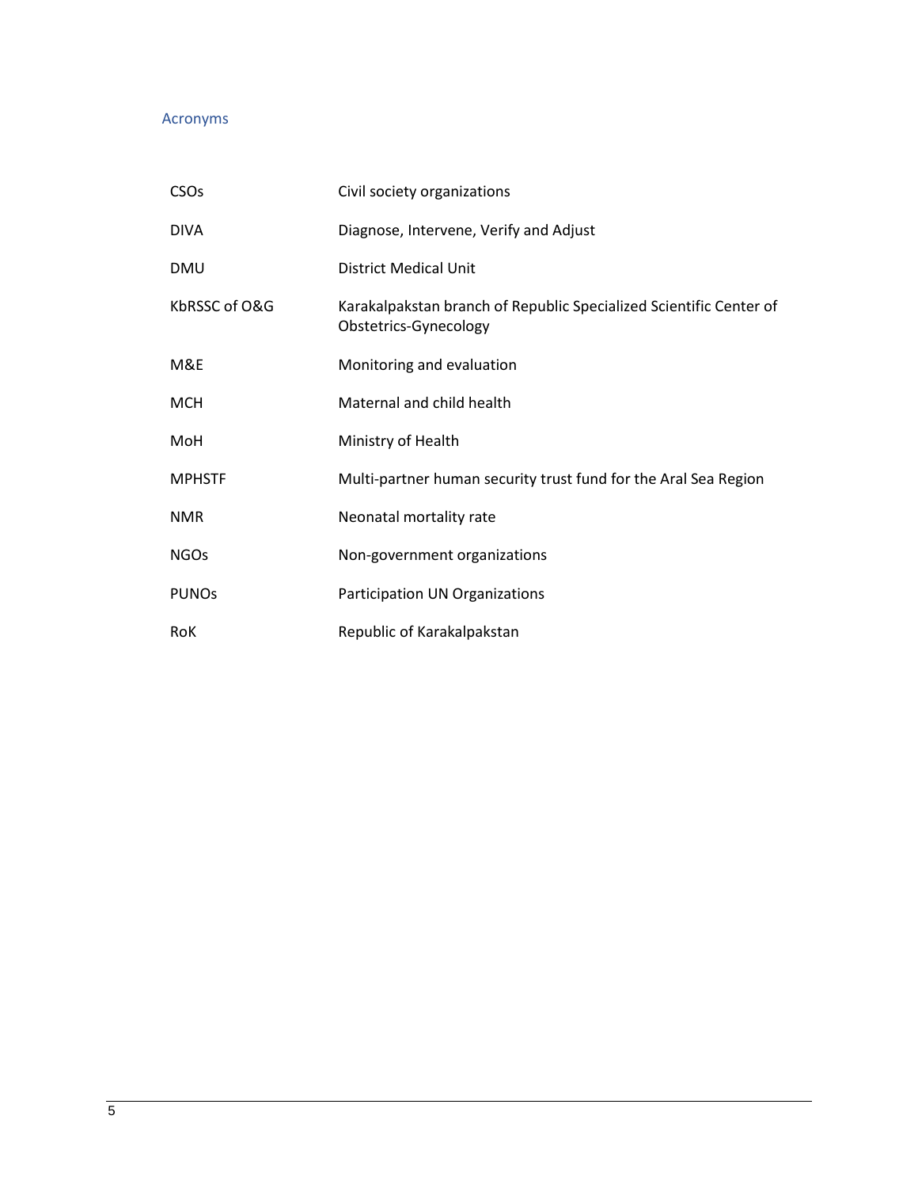## Acronyms

| | |
|---|---|
| CSOs | Civil society organizations |
| DIVA | Diagnose, Intervene, Verify and Adjust |
| DMU | District Medical Unit |
| KbRSSC of O&G | Karakalpakstan branch of Republic Specialized Scientific Center of Obstetrics-Gynecology |
| M&E | Monitoring and evaluation |
| MCH | Maternal and child health |
| MoH | Ministry of Health |
| MPHSTF | Multi-partner human security trust fund for the Aral Sea Region |
| NMR | Neonatal mortality rate |
| NGOs | Non-government organizations |
| PUNOs | Participation UN Organizations |
| RoK | Republic of Karakalpakstan |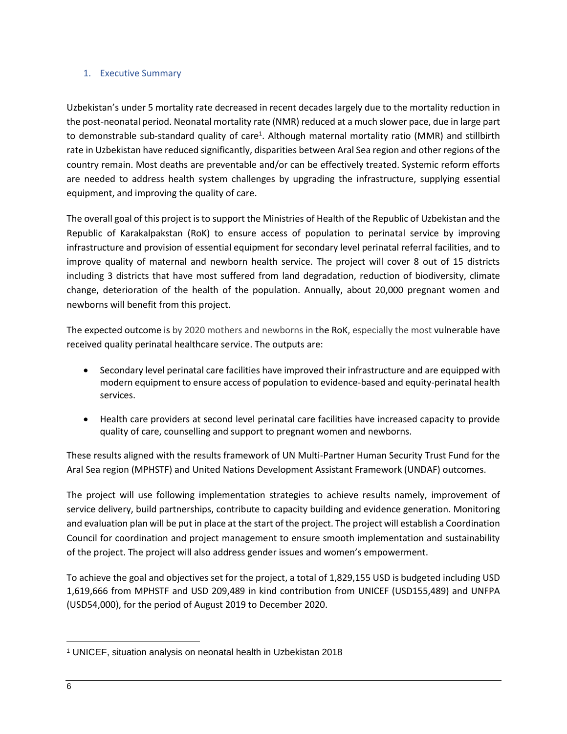## 1. Executive Summary

Uzbekistan's under 5 mortality rate decreased in recent decades largely due to the mortality reduction in the post-neonatal period. Neonatal mortality rate (NMR) reduced at a much slower pace, due in large part to demonstrable sub-standard quality of care[1]. Although maternal mortality ratio (MMR) and stillbirth rate in Uzbekistan have reduced significantly, disparities between Aral Sea region and other regions of the country remain. Most deaths are preventable and/or can be effectively treated. Systemic reform efforts are needed to address health system challenges by upgrading the infrastructure, supplying essential equipment, and improving the quality of care.

The overall goal of this project is to support the Ministries of Health of the Republic of Uzbekistan and the Republic of Karakalpakstan (RoK) to ensure access of population to perinatal service by improving infrastructure and provision of essential equipment for secondary level perinatal referral facilities, and to improve quality of maternal and newborn health service. The project will cover 8 out of 15 districts including 3 districts that have most suffered from land degradation, reduction of biodiversity, climate change, deterioration of the health of the population. Annually, about 20,000 pregnant women and newborns will benefit from this project.

The expected outcome is by 2020 mothers and newborns in the RoK, especially the most vulnerable have received quality perinatal healthcare service. The outputs are:

- Secondary level perinatal care facilities have improved their infrastructure and are equipped with modern equipment to ensure access of population to evidence-based and equity-perinatal health services.
- Health care providers at second level perinatal care facilities have increased capacity to provide quality of care, counselling and support to pregnant women and newborns.

These results aligned with the results framework of UN Multi-Partner Human Security Trust Fund for the Aral Sea region (MPHSTF) and United Nations Development Assistant Framework (UNDAF) outcomes.

The project will use following implementation strategies to achieve results namely, improvement of service delivery, build partnerships, contribute to capacity building and evidence generation. Monitoring and evaluation plan will be put in place at the start of the project. The project will establish a Coordination Council for coordination and project management to ensure smooth implementation and sustainability of the project. The project will also address gender issues and women's empowerment.

To achieve the goal and objectives set for the project, a total of 1,829,155 USD is budgeted including USD 1,619,666 from MPHSTF and USD 209,489 in kind contribution from UNICEF (USD155,489) and UNFPA (USD54,000), for the period of August 2019 to December 2020.

[1] UNICEF, situation analysis on neonatal health in Uzbekistan 2018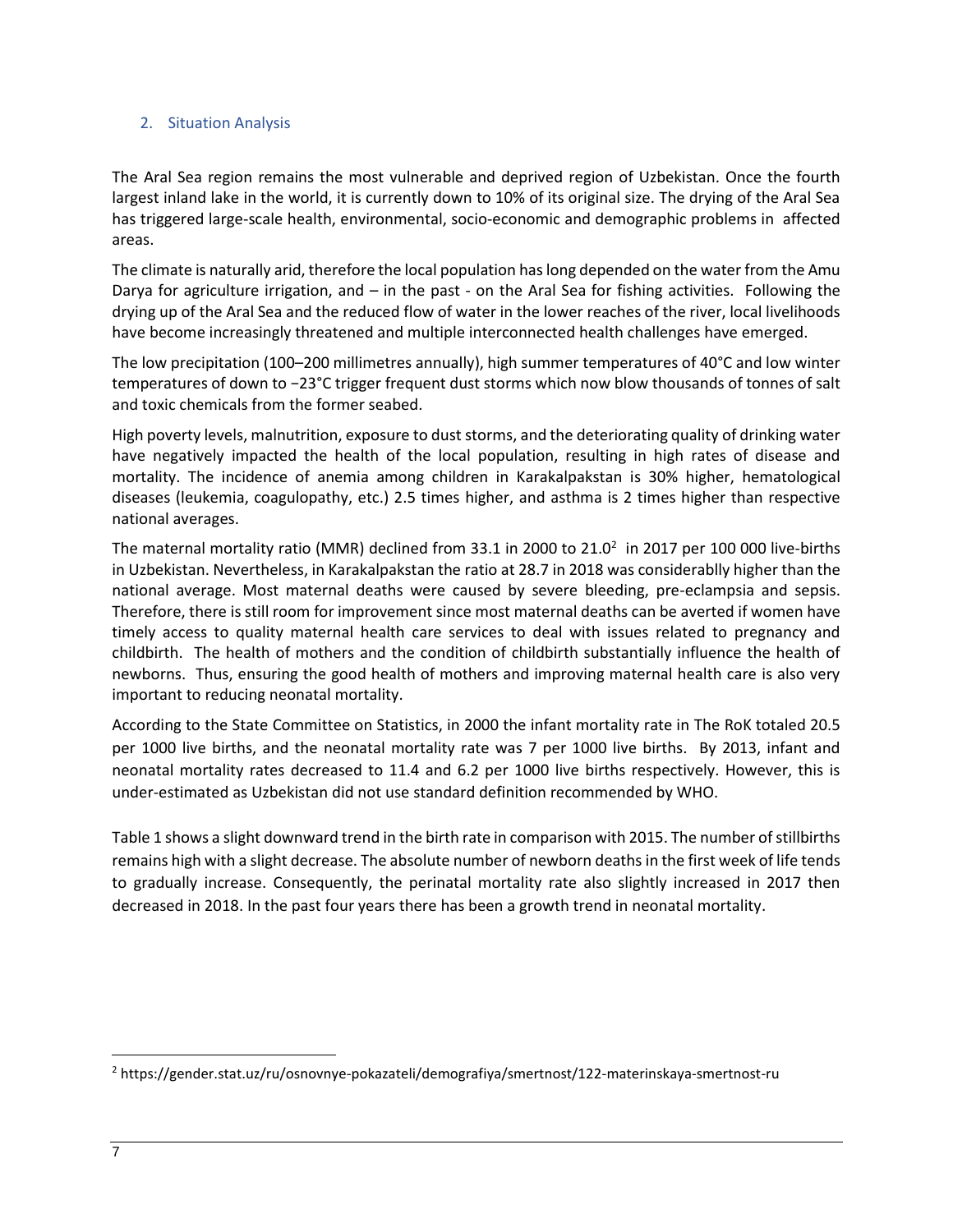## 2. Situation Analysis

The Aral Sea region remains the most vulnerable and deprived region of Uzbekistan. Once the fourth largest inland lake in the world, it is currently down to 10% of its original size. The drying of the Aral Sea has triggered large-scale health, environmental, socio-economic and demographic problems in affected areas.

The climate is naturally arid, therefore the local population has long depended on the water from the Amu Darya for agriculture irrigation, and – in the past - on the Aral Sea for fishing activities. Following the drying up of the Aral Sea and the reduced flow of water in the lower reaches of the river, local livelihoods have become increasingly threatened and multiple interconnected health challenges have emerged.

The low precipitation (100–200 millimetres annually), high summer temperatures of 40°C and low winter temperatures of down to −23°C trigger frequent dust storms which now blow thousands of tonnes of salt and toxic chemicals from the former seabed.

High poverty levels, malnutrition, exposure to dust storms, and the deteriorating quality of drinking water have negatively impacted the health of the local population, resulting in high rates of disease and mortality. The incidence of anemia among children in Karakalpakstan is 30% higher, hematological diseases (leukemia, coagulopathy, etc.) 2.5 times higher, and asthma is 2 times higher than respective national averages.

The maternal mortality ratio (MMR) declined from 33.1 in 2000 to 21.0[2] in 2017 per 100 000 live-births in Uzbekistan. Nevertheless, in Karakalpakstan the ratio at 28.7 in 2018 was considerablly higher than the national average. Most maternal deaths were caused by severe bleeding, pre-eclampsia and sepsis. Therefore, there is still room for improvement since most maternal deaths can be averted if women have timely access to quality maternal health care services to deal with issues related to pregnancy and childbirth. The health of mothers and the condition of childbirth substantially influence the health of newborns. Thus, ensuring the good health of mothers and improving maternal health care is also very important to reducing neonatal mortality.

According to the State Committee on Statistics, in 2000 the infant mortality rate in The RoK totaled 20.5 per 1000 live births, and the neonatal mortality rate was 7 per 1000 live births. By 2013, infant and neonatal mortality rates decreased to 11.4 and 6.2 per 1000 live births respectively. However, this is under-estimated as Uzbekistan did not use standard definition recommended by WHO.

Table 1 shows a slight downward trend in the birth rate in comparison with 2015. The number of stillbirths remains high with a slight decrease. The absolute number of newborn deaths in the first week of life tends to gradually increase. Consequently, the perinatal mortality rate also slightly increased in 2017 then decreased in 2018. In the past four years there has been a growth trend in neonatal mortality.

[2] https://gender.stat.uz/ru/osnovnye-pokazateli/demografiya/smertnost/122-materinskaya-smertnost-ru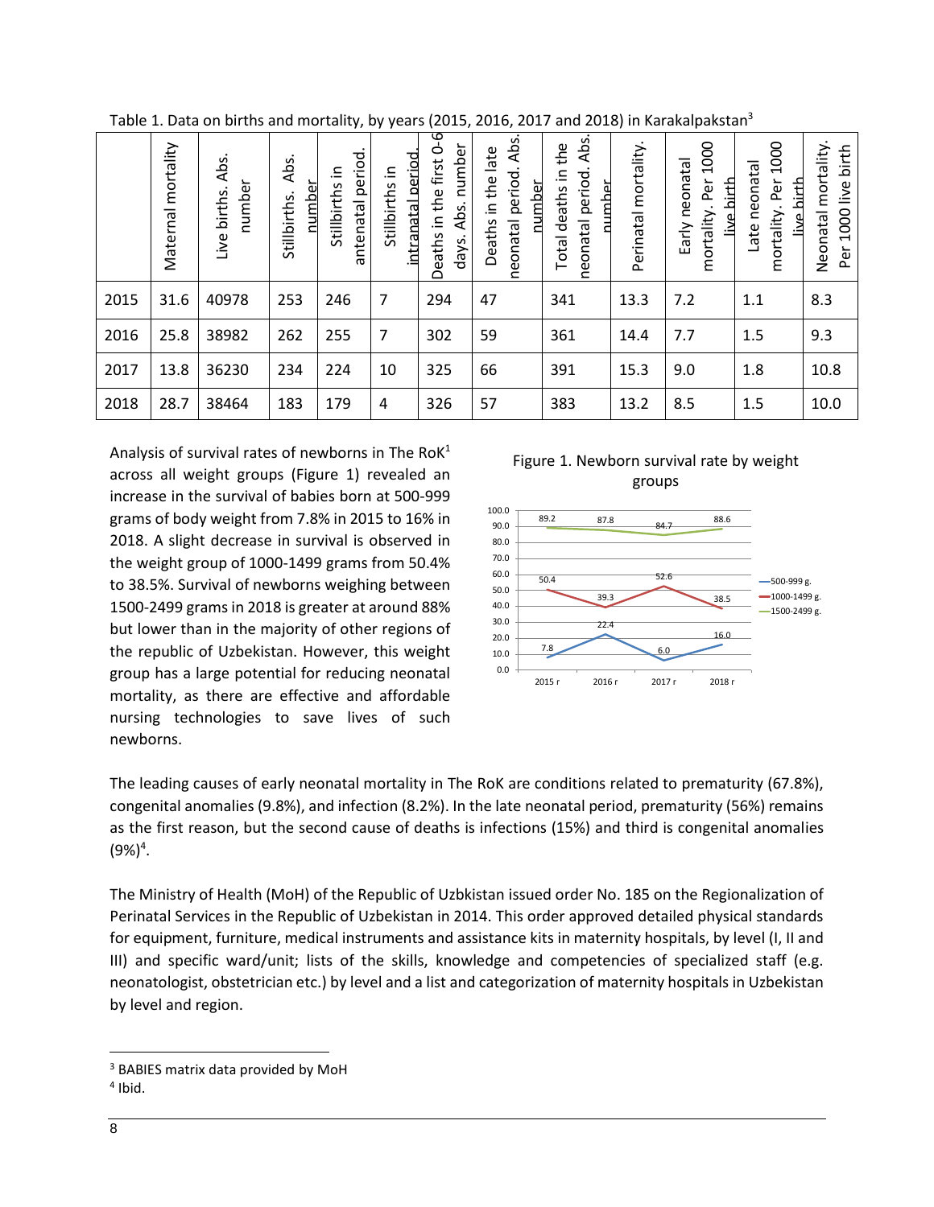Table 1. Data on births and mortality, by years (2015, 2016, 2017 and 2018) in Karakalpakstan[3]

| | Maternal mortality | Live births. Abs. number | Stillbirths. Abs. number | Stillbirths in antenatal period. | Stillbirths in intranatal period. | Deaths in the first 0-6 days. Abs. number | Deaths in the late neonatal period. Abs. number | Total deaths in the neonatal period. Abs. number | Perinatal mortality. | Early neonatal mortality. Per 1000 live birth | Late neonatal mortality. Per 1000 live birth | Neonatal mortality. Per 1000 live birth |
|---|---|---|---|---|---|---|---|---|---|---|---|---|
| 2015 | 31.6 | 40978 | 253 | 246 | 7 | 294 | 47 | 341 | 13.3 | 7.2 | 1.1 | 8.3 |
| 2016 | 25.8 | 38982 | 262 | 255 | 7 | 302 | 59 | 361 | 14.4 | 7.7 | 1.5 | 9.3 |
| 2017 | 13.8 | 36230 | 234 | 224 | 10 | 325 | 66 | 391 | 15.3 | 9.0 | 1.8 | 10.8 |
| 2018 | 28.7 | 38464 | 183 | 179 | 4 | 326 | 57 | 383 | 13.2 | 8.5 | 1.5 | 10.0 |

Analysis of survival rates of newborns in The RoK[1] across all weight groups (Figure 1) revealed an increase in the survival of babies born at 500-999 grams of body weight from 7.8% in 2015 to 16% in 2018. A slight decrease in survival is observed in the weight group of 1000-1499 grams from 50.4% to 38.5%. Survival of newborns weighing between 1500-2499 grams in 2018 is greater at around 88% but lower than in the majority of other regions of the republic of Uzbekistan. However, this weight group has a large potential for reducing neonatal mortality, as there are effective and affordable nursing technologies to save lives of such newborns.

Figure 1. Newborn survival rate by weight groups

| | 2015 г | 2016 г | 2017 г | 2018 г |
|---|---|---|---|---|
| 500-999 g. | 7.8 | 22.4 | 6.0 | 16.0 |
| 1000-1499 g. | 50.4 | 39.3 | 52.6 | 38.5 |
| 1500-2499 g. | 89.2 | 87.8 | 84.7 | 88.6 |

The leading causes of early neonatal mortality in The RoK are conditions related to prematurity (67.8%), congenital anomalies (9.8%), and infection (8.2%). In the late neonatal period, prematurity (56%) remains as the first reason, but the second cause of deaths is infections (15%) and third is congenital anomalies (9%)[4].

The Ministry of Health (MoH) of the Republic of Uzbkistan issued order No. 185 on the Regionalization of Perinatal Services in the Republic of Uzbekistan in 2014. This order approved detailed physical standards for equipment, furniture, medical instruments and assistance kits in maternity hospitals, by level (I, II and III) and specific ward/unit; lists of the skills, knowledge and competencies of specialized staff (e.g. neonatologist, obstetrician etc.) by level and a list and categorization of maternity hospitals in Uzbekistan by level and region.

[3] BABIES matrix data provided by MoH

[4] Ibid.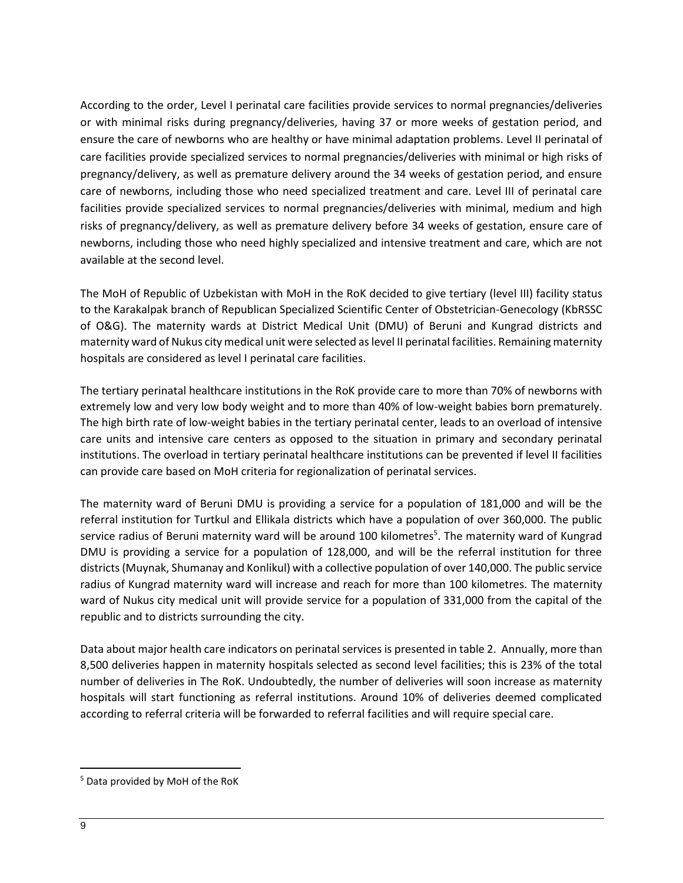According to the order, Level I perinatal care facilities provide services to normal pregnancies/deliveries or with minimal risks during pregnancy/deliveries, having 37 or more weeks of gestation period, and ensure the care of newborns who are healthy or have minimal adaptation problems. Level II perinatal of care facilities provide specialized services to normal pregnancies/deliveries with minimal or high risks of pregnancy/delivery, as well as premature delivery around the 34 weeks of gestation period, and ensure care of newborns, including those who need specialized treatment and care. Level III of perinatal care facilities provide specialized services to normal pregnancies/deliveries with minimal, medium and high risks of pregnancy/delivery, as well as premature delivery before 34 weeks of gestation, ensure care of newborns, including those who need highly specialized and intensive treatment and care, which are not available at the second level.

The MoH of Republic of Uzbekistan with MoH in the RoK decided to give tertiary (level III) facility status to the Karakalpak branch of Republican Specialized Scientific Center of Obstetrician-Genecology (KbRSSC of O&G). The maternity wards at District Medical Unit (DMU) of Beruni and Kungrad districts and maternity ward of Nukus city medical unit were selected as level II perinatal facilities. Remaining maternity hospitals are considered as level I perinatal care facilities.

The tertiary perinatal healthcare institutions in the RoK provide care to more than 70% of newborns with extremely low and very low body weight and to more than 40% of low-weight babies born prematurely. The high birth rate of low-weight babies in the tertiary perinatal center, leads to an overload of intensive care units and intensive care centers as opposed to the situation in primary and secondary perinatal institutions. The overload in tertiary perinatal healthcare institutions can be prevented if level II facilities can provide care based on MoH criteria for regionalization of perinatal services.

The maternity ward of Beruni DMU is providing a service for a population of 181,000 and will be the referral institution for Turtkul and Ellikala districts which have a population of over 360,000. The public service radius of Beruni maternity ward will be around 100 kilometres[5]. The maternity ward of Kungrad DMU is providing a service for a population of 128,000, and will be the referral institution for three districts (Muynak, Shumanay and Konlikul) with a collective population of over 140,000. The public service radius of Kungrad maternity ward will increase and reach for more than 100 kilometres. The maternity ward of Nukus city medical unit will provide service for a population of 331,000 from the capital of the republic and to districts surrounding the city.

Data about major health care indicators on perinatal services is presented in table 2. Annually, more than 8,500 deliveries happen in maternity hospitals selected as second level facilities; this is 23% of the total number of deliveries in The RoK. Undoubtedly, the number of deliveries will soon increase as maternity hospitals will start functioning as referral institutions. Around 10% of deliveries deemed complicated according to referral criteria will be forwarded to referral facilities and will require special care.

[5] Data provided by MoH of the RoK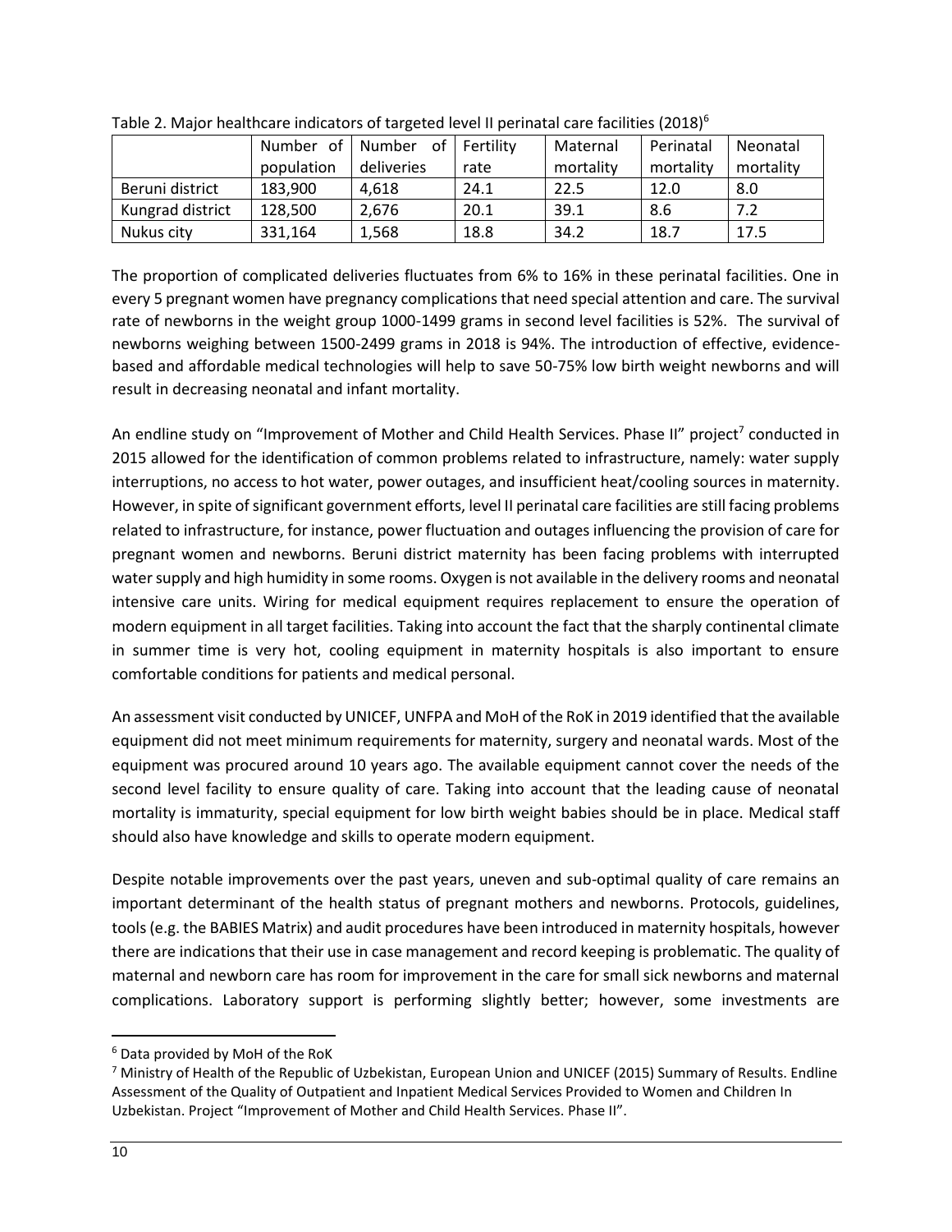Table 2. Major healthcare indicators of targeted level II perinatal care facilities (2018)[6]

| | Number of population | Number of deliveries | Fertility rate | Maternal mortality | Perinatal mortality | Neonatal mortality |
|---|---|---|---|---|---|---|
| Beruni district | 183,900 | 4,618 | 24.1 | 22.5 | 12.0 | 8.0 |
| Kungrad district | 128,500 | 2,676 | 20.1 | 39.1 | 8.6 | 7.2 |
| Nukus city | 331,164 | 1,568 | 18.8 | 34.2 | 18.7 | 17.5 |

The proportion of complicated deliveries fluctuates from 6% to 16% in these perinatal facilities. One in every 5 pregnant women have pregnancy complications that need special attention and care. The survival rate of newborns in the weight group 1000-1499 grams in second level facilities is 52%. The survival of newborns weighing between 1500-2499 grams in 2018 is 94%. The introduction of effective, evidence-based and affordable medical technologies will help to save 50-75% low birth weight newborns and will result in decreasing neonatal and infant mortality.

An endline study on "Improvement of Mother and Child Health Services. Phase II" project[7] conducted in 2015 allowed for the identification of common problems related to infrastructure, namely: water supply interruptions, no access to hot water, power outages, and insufficient heat/cooling sources in maternity. However, in spite of significant government efforts, level II perinatal care facilities are still facing problems related to infrastructure, for instance, power fluctuation and outages influencing the provision of care for pregnant women and newborns. Beruni district maternity has been facing problems with interrupted water supply and high humidity in some rooms. Oxygen is not available in the delivery rooms and neonatal intensive care units. Wiring for medical equipment requires replacement to ensure the operation of modern equipment in all target facilities. Taking into account the fact that the sharply continental climate in summer time is very hot, cooling equipment in maternity hospitals is also important to ensure comfortable conditions for patients and medical personal.

An assessment visit conducted by UNICEF, UNFPA and MoH of the RoK in 2019 identified that the available equipment did not meet minimum requirements for maternity, surgery and neonatal wards. Most of the equipment was procured around 10 years ago. The available equipment cannot cover the needs of the second level facility to ensure quality of care. Taking into account that the leading cause of neonatal mortality is immaturity, special equipment for low birth weight babies should be in place. Medical staff should also have knowledge and skills to operate modern equipment.

Despite notable improvements over the past years, uneven and sub-optimal quality of care remains an important determinant of the health status of pregnant mothers and newborns. Protocols, guidelines, tools (e.g. the BABIES Matrix) and audit procedures have been introduced in maternity hospitals, however there are indications that their use in case management and record keeping is problematic. The quality of maternal and newborn care has room for improvement in the care for small sick newborns and maternal complications. Laboratory support is performing slightly better; however, some investments are

---

[6] Data provided by MoH of the RoK

[7] Ministry of Health of the Republic of Uzbekistan, European Union and UNICEF (2015) Summary of Results. Endline Assessment of the Quality of Outpatient and Inpatient Medical Services Provided to Women and Children In Uzbekistan. Project "Improvement of Mother and Child Health Services. Phase II".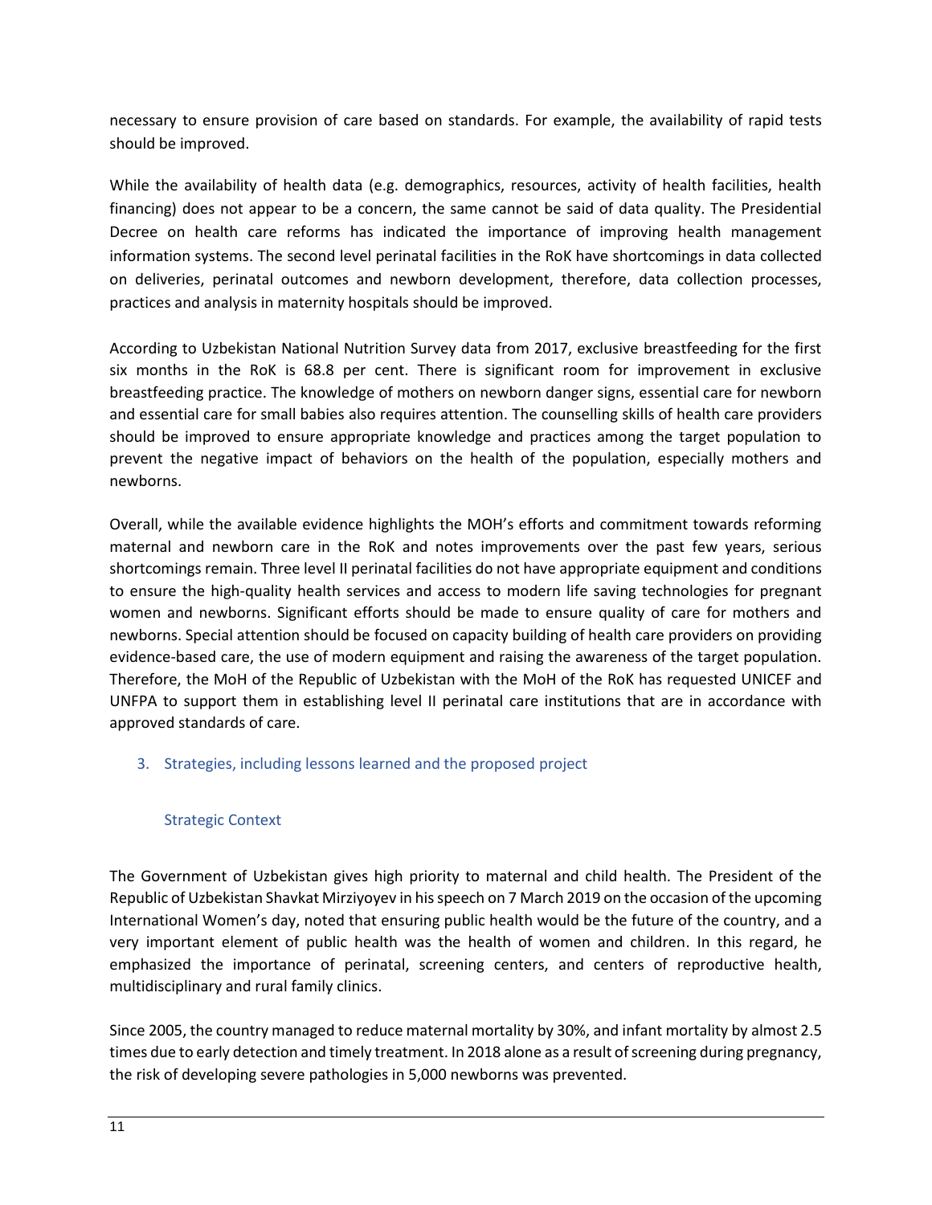necessary to ensure provision of care based on standards. For example, the availability of rapid tests should be improved.

While the availability of health data (e.g. demographics, resources, activity of health facilities, health financing) does not appear to be a concern, the same cannot be said of data quality. The Presidential Decree on health care reforms has indicated the importance of improving health management information systems. The second level perinatal facilities in the RoK have shortcomings in data collected on deliveries, perinatal outcomes and newborn development, therefore, data collection processes, practices and analysis in maternity hospitals should be improved.

According to Uzbekistan National Nutrition Survey data from 2017, exclusive breastfeeding for the first six months in the RoK is 68.8 per cent. There is significant room for improvement in exclusive breastfeeding practice. The knowledge of mothers on newborn danger signs, essential care for newborn and essential care for small babies also requires attention. The counselling skills of health care providers should be improved to ensure appropriate knowledge and practices among the target population to prevent the negative impact of behaviors on the health of the population, especially mothers and newborns.

Overall, while the available evidence highlights the MOH's efforts and commitment towards reforming maternal and newborn care in the RoK and notes improvements over the past few years, serious shortcomings remain. Three level II perinatal facilities do not have appropriate equipment and conditions to ensure the high-quality health services and access to modern life saving technologies for pregnant women and newborns. Significant efforts should be made to ensure quality of care for mothers and newborns. Special attention should be focused on capacity building of health care providers on providing evidence-based care, the use of modern equipment and raising the awareness of the target population. Therefore, the MoH of the Republic of Uzbekistan with the MoH of the RoK has requested UNICEF and UNFPA to support them in establishing level II perinatal care institutions that are in accordance with approved standards of care.

## 3. Strategies, including lessons learned and the proposed project

### Strategic Context

The Government of Uzbekistan gives high priority to maternal and child health. The President of the Republic of Uzbekistan Shavkat Mirziyoyev in his speech on 7 March 2019 on the occasion of the upcoming International Women's day, noted that ensuring public health would be the future of the country, and a very important element of public health was the health of women and children. In this regard, he emphasized the importance of perinatal, screening centers, and centers of reproductive health, multidisciplinary and rural family clinics.

Since 2005, the country managed to reduce maternal mortality by 30%, and infant mortality by almost 2.5 times due to early detection and timely treatment. In 2018 alone as a result of screening during pregnancy, the risk of developing severe pathologies in 5,000 newborns was prevented.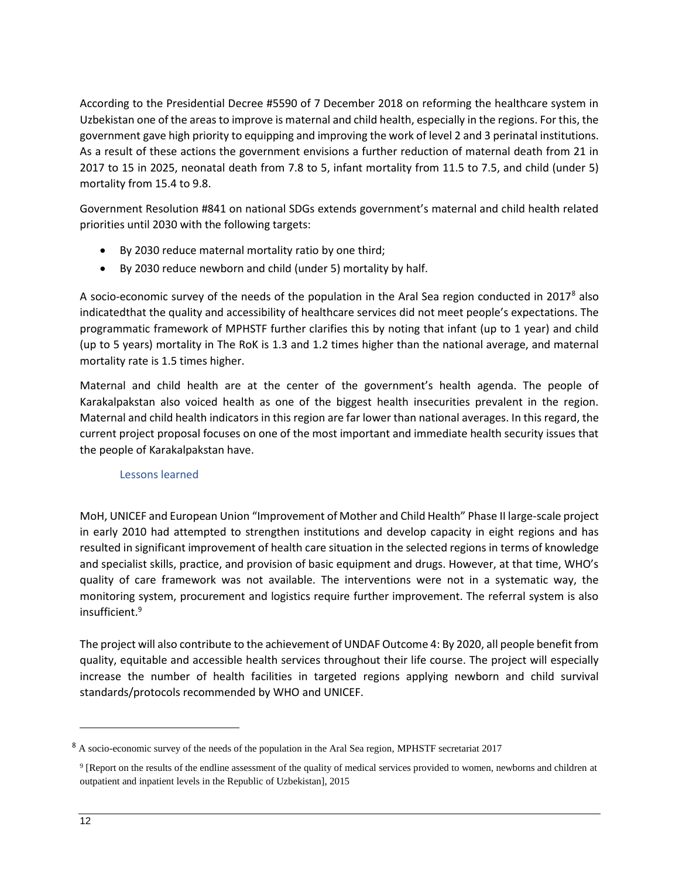According to the Presidential Decree #5590 of 7 December 2018 on reforming the healthcare system in Uzbekistan one of the areas to improve is maternal and child health, especially in the regions. For this, the government gave high priority to equipping and improving the work of level 2 and 3 perinatal institutions. As a result of these actions the government envisions a further reduction of maternal death from 21 in 2017 to 15 in 2025, neonatal death from 7.8 to 5, infant mortality from 11.5 to 7.5, and child (under 5) mortality from 15.4 to 9.8.

Government Resolution #841 on national SDGs extends government's maternal and child health related priorities until 2030 with the following targets:

- By 2030 reduce maternal mortality ratio by one third;
- By 2030 reduce newborn and child (under 5) mortality by half.

A socio-economic survey of the needs of the population in the Aral Sea region conducted in 2017[8] also indicatedthat the quality and accessibility of healthcare services did not meet people's expectations. The programmatic framework of MPHSTF further clarifies this by noting that infant (up to 1 year) and child (up to 5 years) mortality in The RoK is 1.3 and 1.2 times higher than the national average, and maternal mortality rate is 1.5 times higher.

Maternal and child health are at the center of the government's health agenda. The people of Karakalpakstan also voiced health as one of the biggest health insecurities prevalent in the region. Maternal and child health indicators in this region are far lower than national averages. In this regard, the current project proposal focuses on one of the most important and immediate health security issues that the people of Karakalpakstan have.

### Lessons learned

MoH, UNICEF and European Union "Improvement of Mother and Child Health" Phase II large-scale project in early 2010 had attempted to strengthen institutions and develop capacity in eight regions and has resulted in significant improvement of health care situation in the selected regions in terms of knowledge and specialist skills, practice, and provision of basic equipment and drugs. However, at that time, WHO's quality of care framework was not available. The interventions were not in a systematic way, the monitoring system, procurement and logistics require further improvement. The referral system is also insufficient.[9]

The project will also contribute to the achievement of UNDAF Outcome 4: By 2020, all people benefit from quality, equitable and accessible health services throughout their life course. The project will especially increase the number of health facilities in targeted regions applying newborn and child survival standards/protocols recommended by WHO and UNICEF.

---

[8] A socio-economic survey of the needs of the population in the Aral Sea region, MPHSTF secretariat 2017

[9] [Report on the results of the endline assessment of the quality of medical services provided to women, newborns and children at outpatient and inpatient levels in the Republic of Uzbekistan], 2015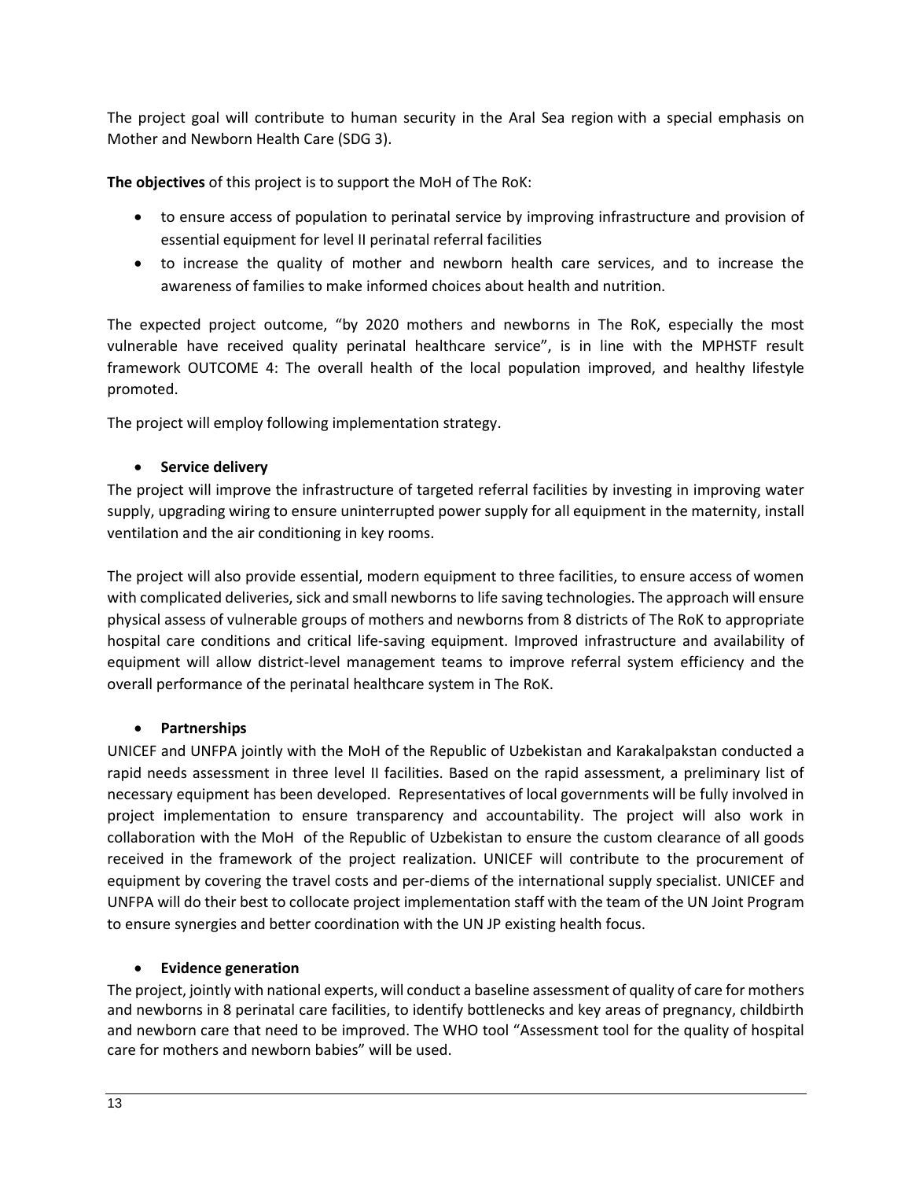The project goal will contribute to human security in the Aral Sea region with a special emphasis on Mother and Newborn Health Care (SDG 3).

**The objectives** of this project is to support the MoH of The RoK:

- to ensure access of population to perinatal service by improving infrastructure and provision of essential equipment for level II perinatal referral facilities
- to increase the quality of mother and newborn health care services, and to increase the awareness of families to make informed choices about health and nutrition.

The expected project outcome, "by 2020 mothers and newborns in The RoK, especially the most vulnerable have received quality perinatal healthcare service", is in line with the MPHSTF result framework OUTCOME 4: The overall health of the local population improved, and healthy lifestyle promoted.

The project will employ following implementation strategy.

- **Service delivery**

The project will improve the infrastructure of targeted referral facilities by investing in improving water supply, upgrading wiring to ensure uninterrupted power supply for all equipment in the maternity, install ventilation and the air conditioning in key rooms.

The project will also provide essential, modern equipment to three facilities, to ensure access of women with complicated deliveries, sick and small newborns to life saving technologies. The approach will ensure physical assess of vulnerable groups of mothers and newborns from 8 districts of The RoK to appropriate hospital care conditions and critical life-saving equipment. Improved infrastructure and availability of equipment will allow district-level management teams to improve referral system efficiency and the overall performance of the perinatal healthcare system in The RoK.

- **Partnerships**

UNICEF and UNFPA jointly with the MoH of the Republic of Uzbekistan and Karakalpakstan conducted a rapid needs assessment in three level II facilities. Based on the rapid assessment, a preliminary list of necessary equipment has been developed. Representatives of local governments will be fully involved in project implementation to ensure transparency and accountability. The project will also work in collaboration with the MoH of the Republic of Uzbekistan to ensure the custom clearance of all goods received in the framework of the project realization. UNICEF will contribute to the procurement of equipment by covering the travel costs and per-diems of the international supply specialist. UNICEF and UNFPA will do their best to collocate project implementation staff with the team of the UN Joint Program to ensure synergies and better coordination with the UN JP existing health focus.

- **Evidence generation**

The project, jointly with national experts, will conduct a baseline assessment of quality of care for mothers and newborns in 8 perinatal care facilities, to identify bottlenecks and key areas of pregnancy, childbirth and newborn care that need to be improved. The WHO tool "Assessment tool for the quality of hospital care for mothers and newborn babies" will be used.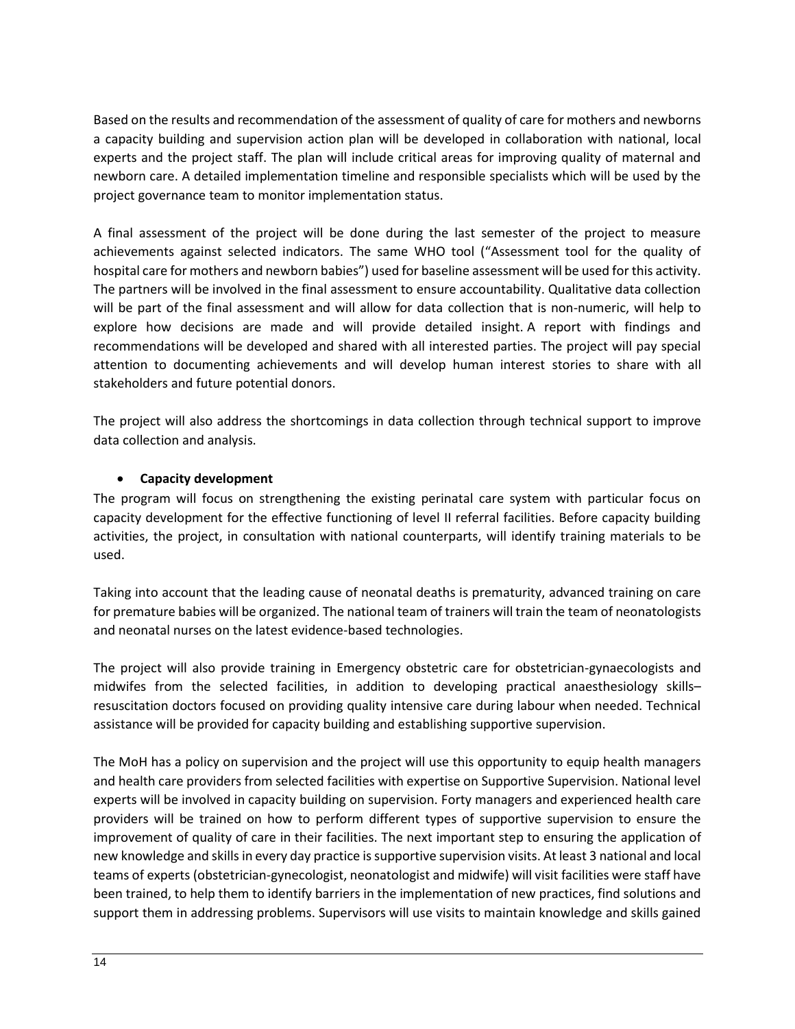Based on the results and recommendation of the assessment of quality of care for mothers and newborns a capacity building and supervision action plan will be developed in collaboration with national, local experts and the project staff. The plan will include critical areas for improving quality of maternal and newborn care. A detailed implementation timeline and responsible specialists which will be used by the project governance team to monitor implementation status.

A final assessment of the project will be done during the last semester of the project to measure achievements against selected indicators. The same WHO tool ("Assessment tool for the quality of hospital care for mothers and newborn babies") used for baseline assessment will be used for this activity. The partners will be involved in the final assessment to ensure accountability. Qualitative data collection will be part of the final assessment and will allow for data collection that is non-numeric, will help to explore how decisions are made and will provide detailed insight. A report with findings and recommendations will be developed and shared with all interested parties. The project will pay special attention to documenting achievements and will develop human interest stories to share with all stakeholders and future potential donors.

The project will also address the shortcomings in data collection through technical support to improve data collection and analysis.

- **Capacity development**

The program will focus on strengthening the existing perinatal care system with particular focus on capacity development for the effective functioning of level II referral facilities. Before capacity building activities, the project, in consultation with national counterparts, will identify training materials to be used.

Taking into account that the leading cause of neonatal deaths is prematurity, advanced training on care for premature babies will be organized. The national team of trainers will train the team of neonatologists and neonatal nurses on the latest evidence-based technologies.

The project will also provide training in Emergency obstetric care for obstetrician-gynaecologists and midwifes from the selected facilities, in addition to developing practical anaesthesiology skills– resuscitation doctors focused on providing quality intensive care during labour when needed. Technical assistance will be provided for capacity building and establishing supportive supervision.

The MoH has a policy on supervision and the project will use this opportunity to equip health managers and health care providers from selected facilities with expertise on Supportive Supervision. National level experts will be involved in capacity building on supervision. Forty managers and experienced health care providers will be trained on how to perform different types of supportive supervision to ensure the improvement of quality of care in their facilities. The next important step to ensuring the application of new knowledge and skills in every day practice is supportive supervision visits. At least 3 national and local teams of experts (obstetrician-gynecologist, neonatologist and midwife) will visit facilities were staff have been trained, to help them to identify barriers in the implementation of new practices, find solutions and support them in addressing problems. Supervisors will use visits to maintain knowledge and skills gained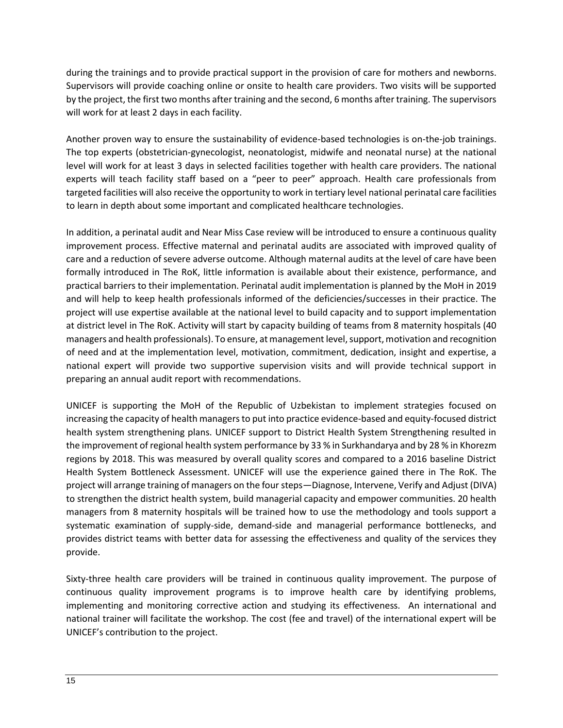during the trainings and to provide practical support in the provision of care for mothers and newborns. Supervisors will provide coaching online or onsite to health care providers. Two visits will be supported by the project, the first two months after training and the second, 6 months after training. The supervisors will work for at least 2 days in each facility.

Another proven way to ensure the sustainability of evidence-based technologies is on-the-job trainings. The top experts (obstetrician-gynecologist, neonatologist, midwife and neonatal nurse) at the national level will work for at least 3 days in selected facilities together with health care providers. The national experts will teach facility staff based on a "peer to peer" approach. Health care professionals from targeted facilities will also receive the opportunity to work in tertiary level national perinatal care facilities to learn in depth about some important and complicated healthcare technologies.

In addition, a perinatal audit and Near Miss Case review will be introduced to ensure a continuous quality improvement process. Effective maternal and perinatal audits are associated with improved quality of care and a reduction of severe adverse outcome. Although maternal audits at the level of care have been formally introduced in The RoK, little information is available about their existence, performance, and practical barriers to their implementation. Perinatal audit implementation is planned by the MoH in 2019 and will help to keep health professionals informed of the deficiencies/successes in their practice. The project will use expertise available at the national level to build capacity and to support implementation at district level in The RoK. Activity will start by capacity building of teams from 8 maternity hospitals (40 managers and health professionals). To ensure, at management level, support, motivation and recognition of need and at the implementation level, motivation, commitment, dedication, insight and expertise, a national expert will provide two supportive supervision visits and will provide technical support in preparing an annual audit report with recommendations.

UNICEF is supporting the MoH of the Republic of Uzbekistan to implement strategies focused on increasing the capacity of health managers to put into practice evidence-based and equity-focused district health system strengthening plans. UNICEF support to District Health System Strengthening resulted in the improvement of regional health system performance by 33 % in Surkhandarya and by 28 % in Khorezm regions by 2018. This was measured by overall quality scores and compared to a 2016 baseline District Health System Bottleneck Assessment. UNICEF will use the experience gained there in The RoK. The project will arrange training of managers on the four steps—Diagnose, Intervene, Verify and Adjust (DIVA) to strengthen the district health system, build managerial capacity and empower communities. 20 health managers from 8 maternity hospitals will be trained how to use the methodology and tools support a systematic examination of supply-side, demand-side and managerial performance bottlenecks, and provides district teams with better data for assessing the effectiveness and quality of the services they provide.

Sixty-three health care providers will be trained in continuous quality improvement. The purpose of continuous quality improvement programs is to improve health care by identifying problems, implementing and monitoring corrective action and studying its effectiveness. An international and national trainer will facilitate the workshop. The cost (fee and travel) of the international expert will be UNICEF's contribution to the project.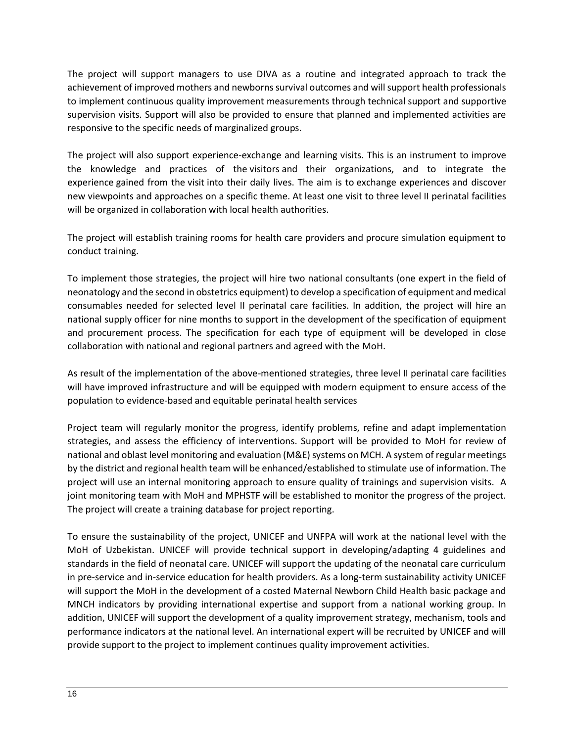The project will support managers to use DIVA as a routine and integrated approach to track the achievement of improved mothers and newborns survival outcomes and will support health professionals to implement continuous quality improvement measurements through technical support and supportive supervision visits. Support will also be provided to ensure that planned and implemented activities are responsive to the specific needs of marginalized groups.

The project will also support experience-exchange and learning visits. This is an instrument to improve the knowledge and practices of the visitors and their organizations, and to integrate the experience gained from the visit into their daily lives. The aim is to exchange experiences and discover new viewpoints and approaches on a specific theme. At least one visit to three level II perinatal facilities will be organized in collaboration with local health authorities.

The project will establish training rooms for health care providers and procure simulation equipment to conduct training.

To implement those strategies, the project will hire two national consultants (one expert in the field of neonatology and the second in obstetrics equipment) to develop a specification of equipment and medical consumables needed for selected level II perinatal care facilities. In addition, the project will hire an national supply officer for nine months to support in the development of the specification of equipment and procurement process. The specification for each type of equipment will be developed in close collaboration with national and regional partners and agreed with the MoH.

As result of the implementation of the above-mentioned strategies, three level II perinatal care facilities will have improved infrastructure and will be equipped with modern equipment to ensure access of the population to evidence-based and equitable perinatal health services

Project team will regularly monitor the progress, identify problems, refine and adapt implementation strategies, and assess the efficiency of interventions. Support will be provided to MoH for review of national and oblast level monitoring and evaluation (M&E) systems on MCH. A system of regular meetings by the district and regional health team will be enhanced/established to stimulate use of information. The project will use an internal monitoring approach to ensure quality of trainings and supervision visits. A joint monitoring team with MoH and MPHSTF will be established to monitor the progress of the project. The project will create a training database for project reporting.

To ensure the sustainability of the project, UNICEF and UNFPA will work at the national level with the MoH of Uzbekistan. UNICEF will provide technical support in developing/adapting 4 guidelines and standards in the field of neonatal care. UNICEF will support the updating of the neonatal care curriculum in pre-service and in-service education for health providers. As a long-term sustainability activity UNICEF will support the MoH in the development of a costed Maternal Newborn Child Health basic package and MNCH indicators by providing international expertise and support from a national working group. In addition, UNICEF will support the development of a quality improvement strategy, mechanism, tools and performance indicators at the national level. An international expert will be recruited by UNICEF and will provide support to the project to implement continues quality improvement activities.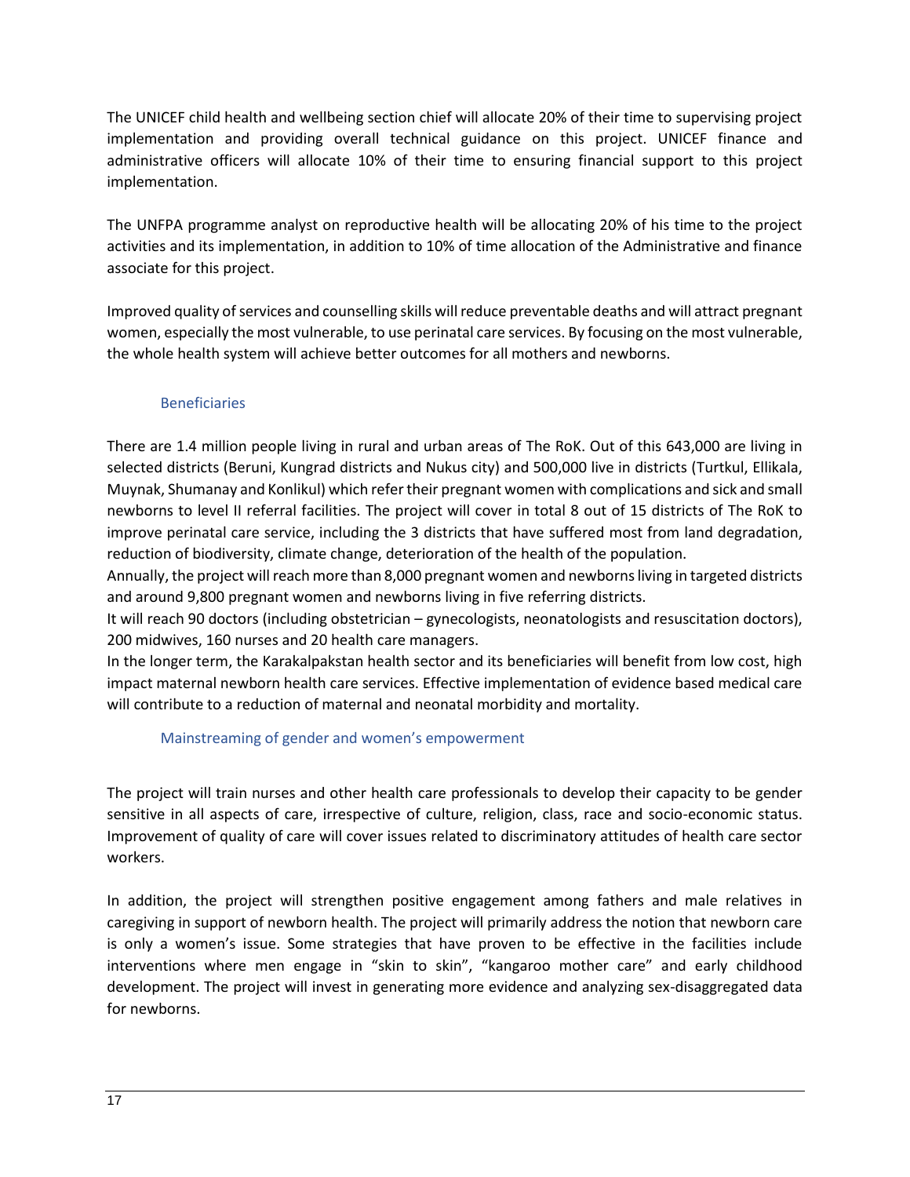The UNICEF child health and wellbeing section chief will allocate 20% of their time to supervising project implementation and providing overall technical guidance on this project. UNICEF finance and administrative officers will allocate 10% of their time to ensuring financial support to this project implementation.

The UNFPA programme analyst on reproductive health will be allocating 20% of his time to the project activities and its implementation, in addition to 10% of time allocation of the Administrative and finance associate for this project.

Improved quality of services and counselling skills will reduce preventable deaths and will attract pregnant women, especially the most vulnerable, to use perinatal care services. By focusing on the most vulnerable, the whole health system will achieve better outcomes for all mothers and newborns.

### Beneficiaries

There are 1.4 million people living in rural and urban areas of The RoK. Out of this 643,000 are living in selected districts (Beruni, Kungrad districts and Nukus city) and 500,000 live in districts (Turtkul, Ellikala, Muynak, Shumanay and Konlikul) which refer their pregnant women with complications and sick and small newborns to level II referral facilities. The project will cover in total 8 out of 15 districts of The RoK to improve perinatal care service, including the 3 districts that have suffered most from land degradation, reduction of biodiversity, climate change, deterioration of the health of the population.
Annually, the project will reach more than 8,000 pregnant women and newborns living in targeted districts and around 9,800 pregnant women and newborns living in five referring districts.
It will reach 90 doctors (including obstetrician – gynecologists, neonatologists and resuscitation doctors), 200 midwives, 160 nurses and 20 health care managers.
In the longer term, the Karakalpakstan health sector and its beneficiaries will benefit from low cost, high impact maternal newborn health care services. Effective implementation of evidence based medical care will contribute to a reduction of maternal and neonatal morbidity and mortality.

### Mainstreaming of gender and women's empowerment

The project will train nurses and other health care professionals to develop their capacity to be gender sensitive in all aspects of care, irrespective of culture, religion, class, race and socio-economic status. Improvement of quality of care will cover issues related to discriminatory attitudes of health care sector workers.

In addition, the project will strengthen positive engagement among fathers and male relatives in caregiving in support of newborn health. The project will primarily address the notion that newborn care is only a women's issue. Some strategies that have proven to be effective in the facilities include interventions where men engage in "skin to skin", "kangaroo mother care" and early childhood development. The project will invest in generating more evidence and analyzing sex-disaggregated data for newborns.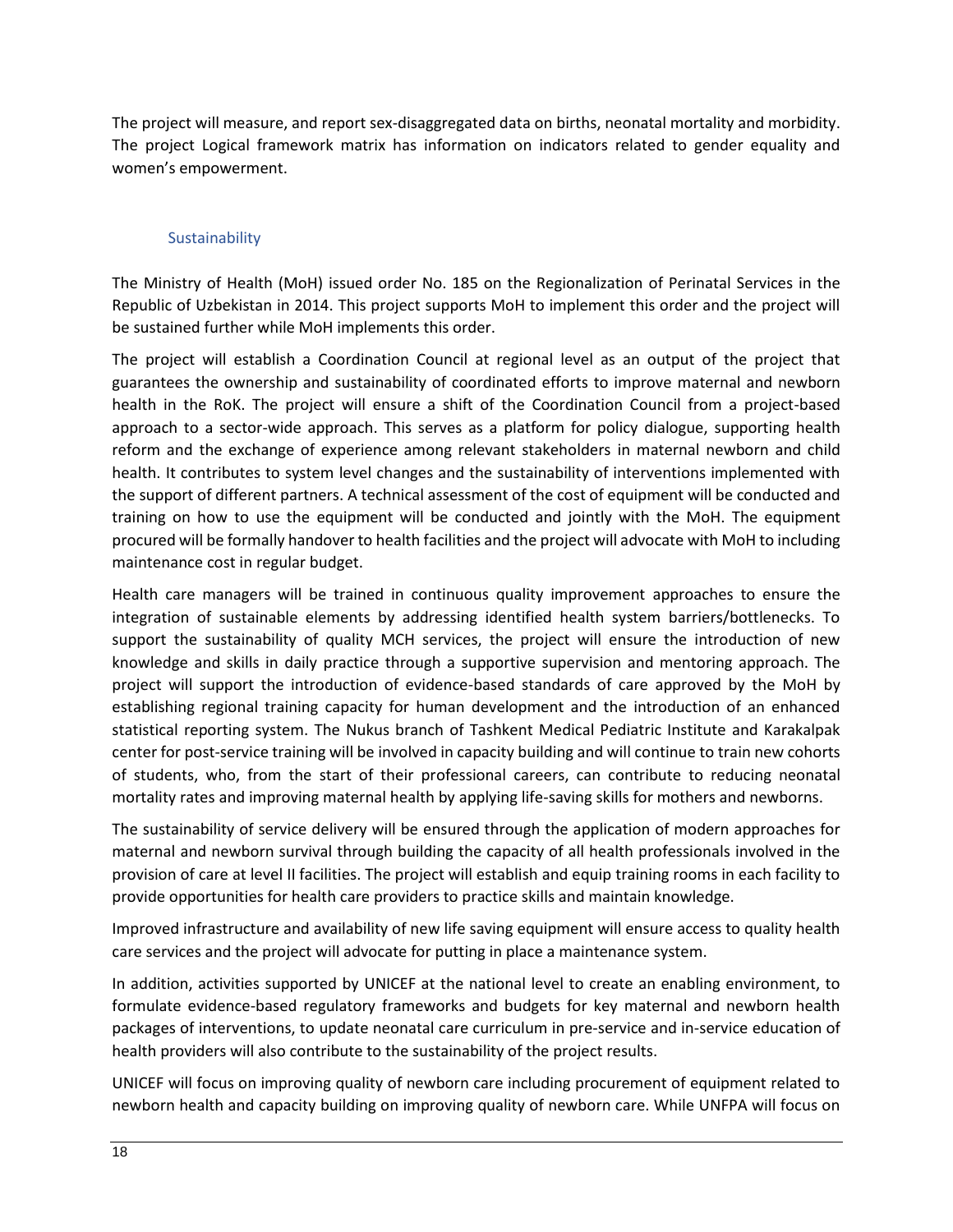The project will measure, and report sex-disaggregated data on births, neonatal mortality and morbidity. The project Logical framework matrix has information on indicators related to gender equality and women's empowerment.

### Sustainability

The Ministry of Health (MoH) issued order No. 185 on the Regionalization of Perinatal Services in the Republic of Uzbekistan in 2014. This project supports MoH to implement this order and the project will be sustained further while MoH implements this order.

The project will establish a Coordination Council at regional level as an output of the project that guarantees the ownership and sustainability of coordinated efforts to improve maternal and newborn health in the RoK. The project will ensure a shift of the Coordination Council from a project-based approach to a sector-wide approach. This serves as a platform for policy dialogue, supporting health reform and the exchange of experience among relevant stakeholders in maternal newborn and child health. It contributes to system level changes and the sustainability of interventions implemented with the support of different partners. A technical assessment of the cost of equipment will be conducted and training on how to use the equipment will be conducted and jointly with the MoH. The equipment procured will be formally handover to health facilities and the project will advocate with MoH to including maintenance cost in regular budget.

Health care managers will be trained in continuous quality improvement approaches to ensure the integration of sustainable elements by addressing identified health system barriers/bottlenecks. To support the sustainability of quality MCH services, the project will ensure the introduction of new knowledge and skills in daily practice through a supportive supervision and mentoring approach. The project will support the introduction of evidence-based standards of care approved by the MoH by establishing regional training capacity for human development and the introduction of an enhanced statistical reporting system. The Nukus branch of Tashkent Medical Pediatric Institute and Karakalpak center for post-service training will be involved in capacity building and will continue to train new cohorts of students, who, from the start of their professional careers, can contribute to reducing neonatal mortality rates and improving maternal health by applying life-saving skills for mothers and newborns.

The sustainability of service delivery will be ensured through the application of modern approaches for maternal and newborn survival through building the capacity of all health professionals involved in the provision of care at level II facilities. The project will establish and equip training rooms in each facility to provide opportunities for health care providers to practice skills and maintain knowledge.

Improved infrastructure and availability of new life saving equipment will ensure access to quality health care services and the project will advocate for putting in place a maintenance system.

In addition, activities supported by UNICEF at the national level to create an enabling environment, to formulate evidence-based regulatory frameworks and budgets for key maternal and newborn health packages of interventions, to update neonatal care curriculum in pre-service and in-service education of health providers will also contribute to the sustainability of the project results.

UNICEF will focus on improving quality of newborn care including procurement of equipment related to newborn health and capacity building on improving quality of newborn care. While UNFPA will focus on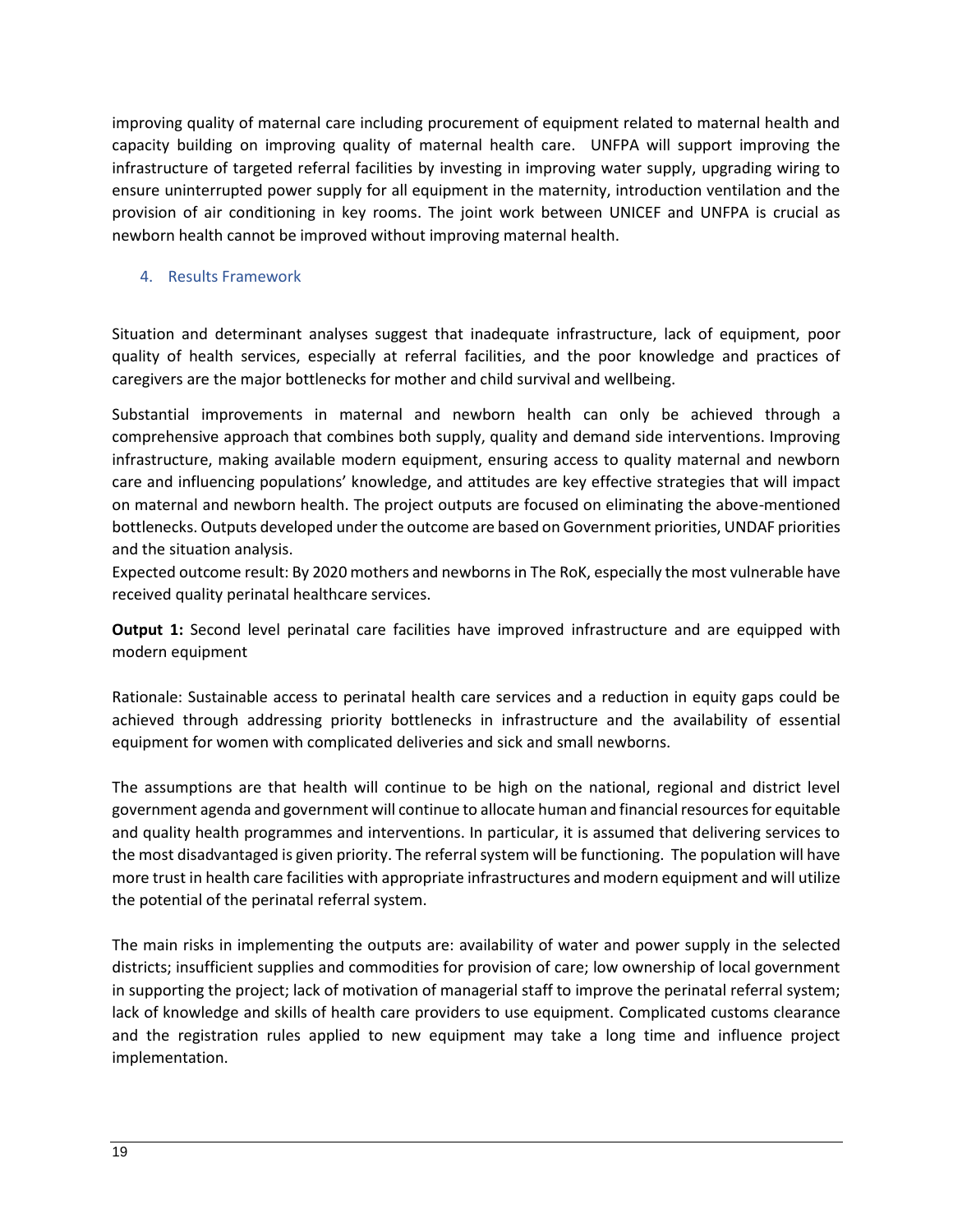improving quality of maternal care including procurement of equipment related to maternal health and capacity building on improving quality of maternal health care. UNFPA will support improving the infrastructure of targeted referral facilities by investing in improving water supply, upgrading wiring to ensure uninterrupted power supply for all equipment in the maternity, introduction ventilation and the provision of air conditioning in key rooms. The joint work between UNICEF and UNFPA is crucial as newborn health cannot be improved without improving maternal health.

## 4. Results Framework

Situation and determinant analyses suggest that inadequate infrastructure, lack of equipment, poor quality of health services, especially at referral facilities, and the poor knowledge and practices of caregivers are the major bottlenecks for mother and child survival and wellbeing.

Substantial improvements in maternal and newborn health can only be achieved through a comprehensive approach that combines both supply, quality and demand side interventions. Improving infrastructure, making available modern equipment, ensuring access to quality maternal and newborn care and influencing populations' knowledge, and attitudes are key effective strategies that will impact on maternal and newborn health. The project outputs are focused on eliminating the above-mentioned bottlenecks. Outputs developed under the outcome are based on Government priorities, UNDAF priorities and the situation analysis.

Expected outcome result: By 2020 mothers and newborns in The RoK, especially the most vulnerable have received quality perinatal healthcare services.

**Output 1:** Second level perinatal care facilities have improved infrastructure and are equipped with modern equipment

Rationale: Sustainable access to perinatal health care services and a reduction in equity gaps could be achieved through addressing priority bottlenecks in infrastructure and the availability of essential equipment for women with complicated deliveries and sick and small newborns.

The assumptions are that health will continue to be high on the national, regional and district level government agenda and government will continue to allocate human and financial resources for equitable and quality health programmes and interventions. In particular, it is assumed that delivering services to the most disadvantaged is given priority. The referral system will be functioning. The population will have more trust in health care facilities with appropriate infrastructures and modern equipment and will utilize the potential of the perinatal referral system.

The main risks in implementing the outputs are: availability of water and power supply in the selected districts; insufficient supplies and commodities for provision of care; low ownership of local government in supporting the project; lack of motivation of managerial staff to improve the perinatal referral system; lack of knowledge and skills of health care providers to use equipment. Complicated customs clearance and the registration rules applied to new equipment may take a long time and influence project implementation.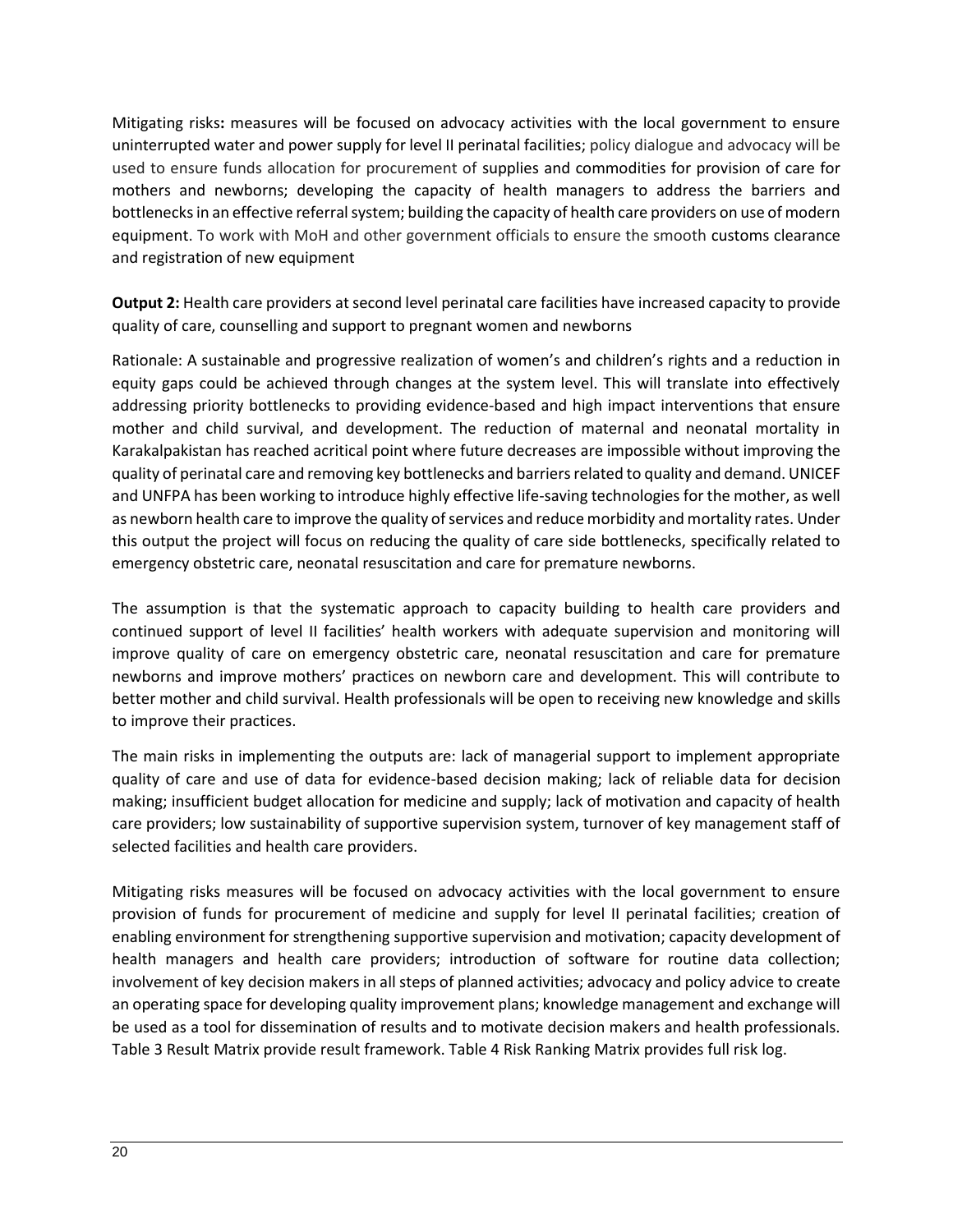Mitigating risks**:** measures will be focused on advocacy activities with the local government to ensure uninterrupted water and power supply for level II perinatal facilities; policy dialogue and advocacy will be used to ensure funds allocation for procurement of supplies and commodities for provision of care for mothers and newborns; developing the capacity of health managers to address the barriers and bottlenecks in an effective referral system; building the capacity of health care providers on use of modern equipment. To work with MoH and other government officials to ensure the smooth customs clearance and registration of new equipment

**Output 2:** Health care providers at second level perinatal care facilities have increased capacity to provide quality of care, counselling and support to pregnant women and newborns

Rationale: A sustainable and progressive realization of women's and children's rights and a reduction in equity gaps could be achieved through changes at the system level. This will translate into effectively addressing priority bottlenecks to providing evidence-based and high impact interventions that ensure mother and child survival, and development. The reduction of maternal and neonatal mortality in Karakalpakistan has reached acritical point where future decreases are impossible without improving the quality of perinatal care and removing key bottlenecks and barriers related to quality and demand. UNICEF and UNFPA has been working to introduce highly effective life-saving technologies for the mother, as well as newborn health care to improve the quality of services and reduce morbidity and mortality rates. Under this output the project will focus on reducing the quality of care side bottlenecks, specifically related to emergency obstetric care, neonatal resuscitation and care for premature newborns.

The assumption is that the systematic approach to capacity building to health care providers and continued support of level II facilities' health workers with adequate supervision and monitoring will improve quality of care on emergency obstetric care, neonatal resuscitation and care for premature newborns and improve mothers' practices on newborn care and development. This will contribute to better mother and child survival. Health professionals will be open to receiving new knowledge and skills to improve their practices.

The main risks in implementing the outputs are: lack of managerial support to implement appropriate quality of care and use of data for evidence-based decision making; lack of reliable data for decision making; insufficient budget allocation for medicine and supply; lack of motivation and capacity of health care providers; low sustainability of supportive supervision system, turnover of key management staff of selected facilities and health care providers.

Mitigating risks measures will be focused on advocacy activities with the local government to ensure provision of funds for procurement of medicine and supply for level II perinatal facilities; creation of enabling environment for strengthening supportive supervision and motivation; capacity development of health managers and health care providers; introduction of software for routine data collection; involvement of key decision makers in all steps of planned activities; advocacy and policy advice to create an operating space for developing quality improvement plans; knowledge management and exchange will be used as a tool for dissemination of results and to motivate decision makers and health professionals. Table 3 Result Matrix provide result framework. Table 4 Risk Ranking Matrix provides full risk log.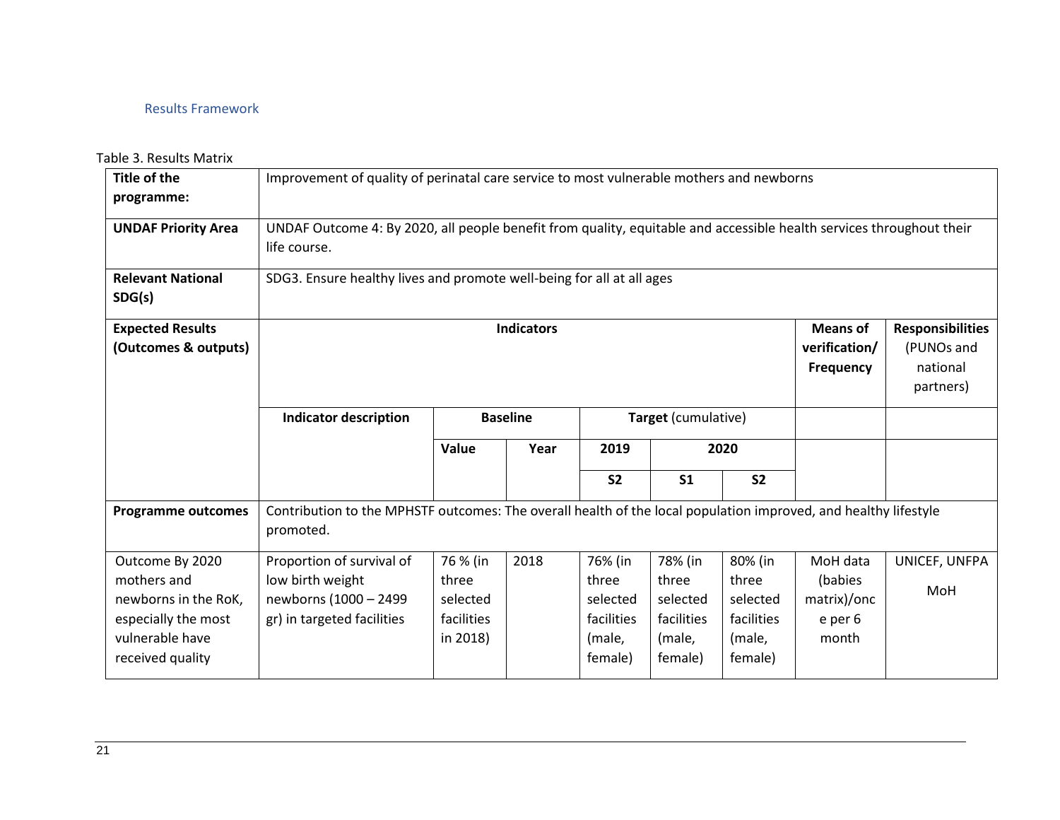## Results Framework

Table 3. Results Matrix

| **Title of the programme:** | Improvement of quality of perinatal care service to most vulnerable mothers and newborns | | | | | | | |
|---|---|---|---|---|---|---|---|---|
| **UNDAF Priority Area** | UNDAF Outcome 4: By 2020, all people benefit from quality, equitable and accessible health services throughout their life course. | | | | | | | |
| **Relevant National SDG(s)** | SDG3. Ensure healthy lives and promote well-being for all at all ages | | | | | | | |
| **Expected Results (Outcomes & outputs)** | **Indicators** | | | | | | **Means of verification/ Frequency** | **Responsibilities** (PUNOs and national partners) |
| | **Indicator description** | **Baseline** | | **Target** (cumulative) | | | | |
| | | **Value** | **Year** | **2019** | **2020** | | | |
| | | | | **S2** | **S1** | **S2** | | |
| **Programme outcomes** | Contribution to the MPHSTF outcomes: The overall health of the local population improved, and healthy lifestyle promoted. | | | | | | | |
| Outcome By 2020 mothers and newborns in the RoK, especially the most vulnerable have received quality | Proportion of survival of low birth weight newborns (1000 – 2499 gr) in targeted facilities | 76 % (in three selected facilities in 2018) | 2018 | 76% (in three selected facilities (male, female) | 78% (in three selected facilities (male, female) | 80% (in three selected facilities (male, female) | MoH data (babies matrix)/once per 6 month | UNICEF, UNFPA MoH |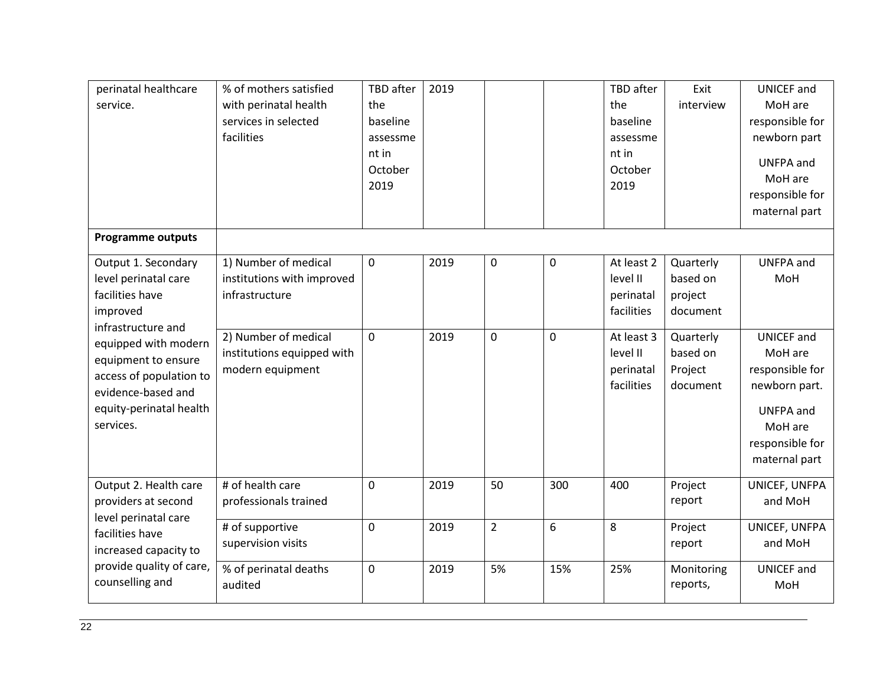| perinatal healthcare service. | % of mothers satisfied with perinatal health services in selected facilities | TBD after the baseline assessment in October 2019 | 2019 | | | TBD after the baseline assessment in October 2019 | Exit interview | UNICEF and MoH are responsible for newborn part<br>UNFPA and MoH are responsible for maternal part |
|---|---|---|---|---|---|---|---|---|
| **Programme outputs** | | | | | | | | |
| Output 1. Secondary level perinatal care facilities have improved infrastructure and equipped with modern equipment to ensure access of population to evidence-based and equity-perinatal health services. | 1) Number of medical institutions with improved infrastructure | 0 | 2019 | 0 | 0 | At least 2 level II perinatal facilities | Quarterly based on project document | UNFPA and MoH |
| | 2) Number of medical institutions equipped with modern equipment | 0 | 2019 | 0 | 0 | At least 3 level II perinatal facilities | Quarterly based on Project document | UNICEF and MoH are responsible for newborn part.<br>UNFPA and MoH are responsible for maternal part |
| Output 2. Health care providers at second level perinatal care facilities have increased capacity to provide quality of care, counselling and | # of health care professionals trained | 0 | 2019 | 50 | 300 | 400 | Project report | UNICEF, UNFPA and MoH |
| | # of supportive supervision visits | 0 | 2019 | 2 | 6 | 8 | Project report | UNICEF, UNFPA and MoH |
| | % of perinatal deaths audited | 0 | 2019 | 5% | 15% | 25% | Monitoring reports, | UNICEF and MoH |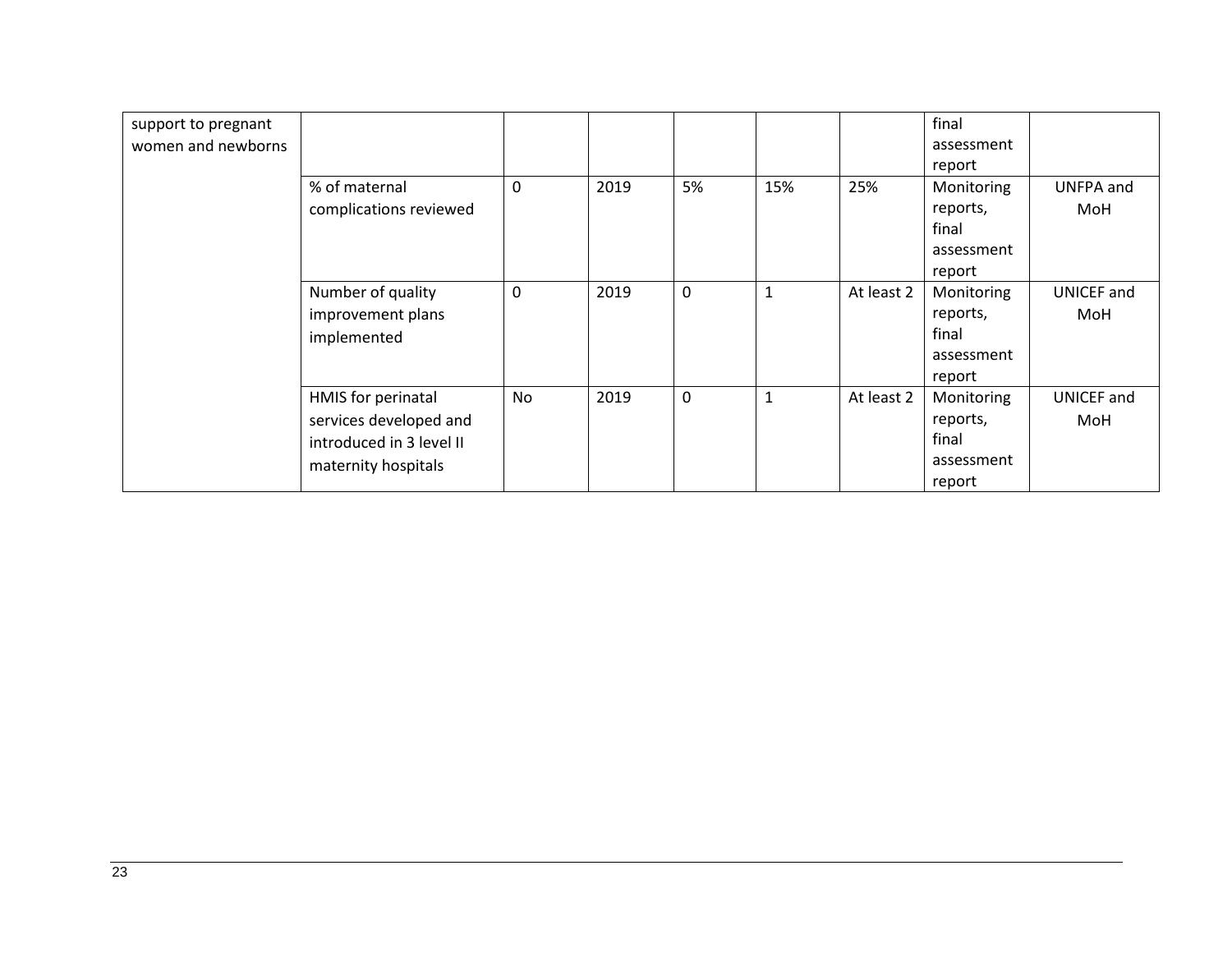| support to pregnant women and newborns | | | | | | | final assessment report | |
|---|---|---|---|---|---|---|---|---|
| | % of maternal complications reviewed | 0 | 2019 | 5% | 15% | 25% | Monitoring reports, final assessment report | UNFPA and MoH |
| | Number of quality improvement plans implemented | 0 | 2019 | 0 | 1 | At least 2 | Monitoring reports, final assessment report | UNICEF and MoH |
| | HMIS for perinatal services developed and introduced in 3 level II maternity hospitals | No | 2019 | 0 | 1 | At least 2 | Monitoring reports, final assessment report | UNICEF and MoH |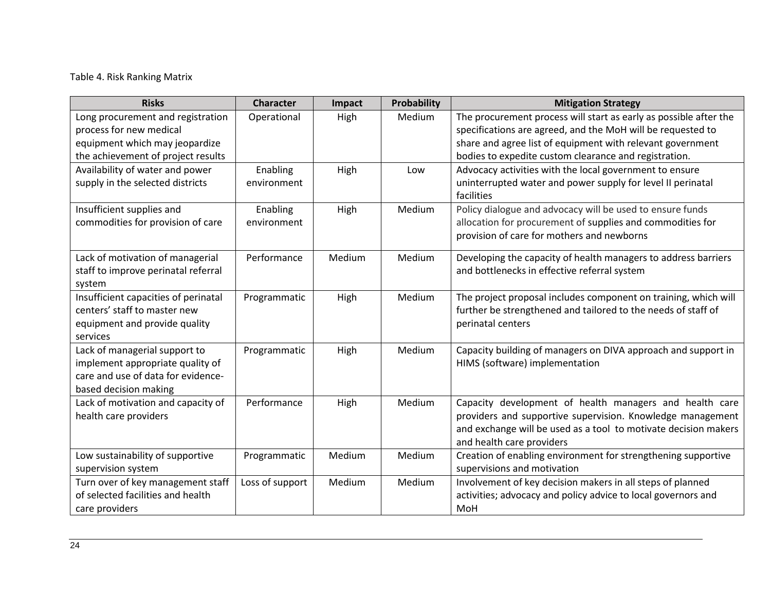Table 4. Risk Ranking Matrix

| Risks | Character | Impact | Probability | Mitigation Strategy |
|---|---|---|---|---|
| Long procurement and registration process for new medical equipment which may jeopardize the achievement of project results | Operational | High | Medium | The procurement process will start as early as possible after the specifications are agreed, and the MoH will be requested to share and agree list of equipment with relevant government bodies to expedite custom clearance and registration. |
| Availability of water and power supply in the selected districts | Enabling environment | High | Low | Advocacy activities with the local government to ensure uninterrupted water and power supply for level II perinatal facilities |
| Insufficient supplies and commodities for provision of care | Enabling environment | High | Medium | Policy dialogue and advocacy will be used to ensure funds allocation for procurement of supplies and commodities for provision of care for mothers and newborns |
| Lack of motivation of managerial staff to improve perinatal referral system | Performance | Medium | Medium | Developing the capacity of health managers to address barriers and bottlenecks in effective referral system |
| Insufficient capacities of perinatal centers' staff to master new equipment and provide quality services | Programmatic | High | Medium | The project proposal includes component on training, which will further be strengthened and tailored to the needs of staff of perinatal centers |
| Lack of managerial support to implement appropriate quality of care and use of data for evidence-based decision making | Programmatic | High | Medium | Capacity building of managers on DIVA approach and support in HIMS (software) implementation |
| Lack of motivation and capacity of health care providers | Performance | High | Medium | Capacity development of health managers and health care providers and supportive supervision. Knowledge management and exchange will be used as a tool to motivate decision makers and health care providers |
| Low sustainability of supportive supervision system | Programmatic | Medium | Medium | Creation of enabling environment for strengthening supportive supervisions and motivation |
| Turn over of key management staff of selected facilities and health care providers | Loss of support | Medium | Medium | Involvement of key decision makers in all steps of planned activities; advocacy and policy advice to local governors and MoH |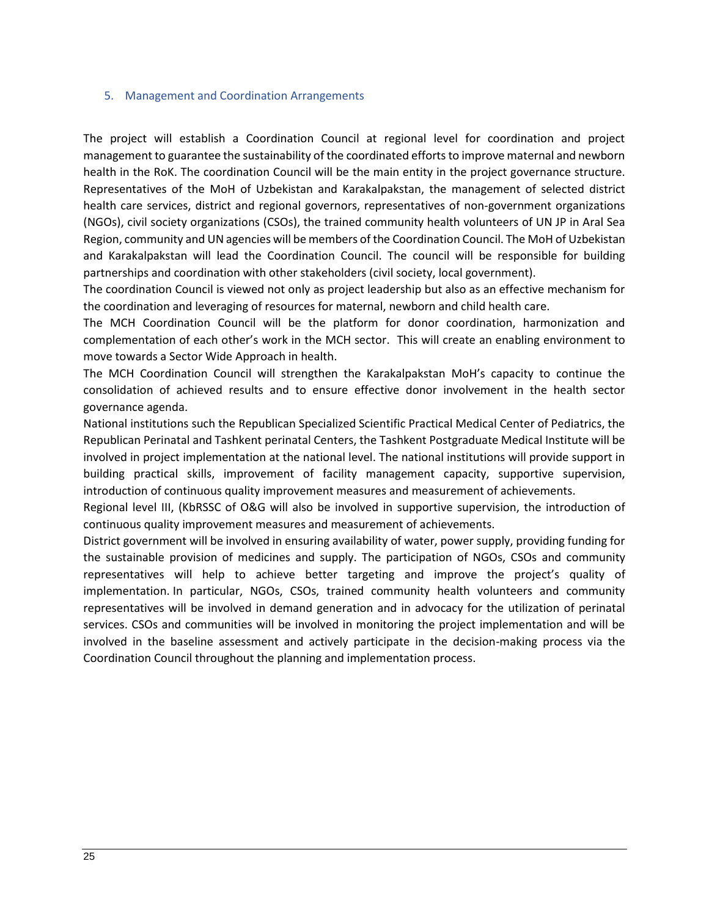## 5. Management and Coordination Arrangements

The project will establish a Coordination Council at regional level for coordination and project management to guarantee the sustainability of the coordinated efforts to improve maternal and newborn health in the RoK. The coordination Council will be the main entity in the project governance structure. Representatives of the MoH of Uzbekistan and Karakalpakstan, the management of selected district health care services, district and regional governors, representatives of non-government organizations (NGOs), civil society organizations (CSOs), the trained community health volunteers of UN JP in Aral Sea Region, community and UN agencies will be members of the Coordination Council. The MoH of Uzbekistan and Karakalpakstan will lead the Coordination Council. The council will be responsible for building partnerships and coordination with other stakeholders (civil society, local government).

The coordination Council is viewed not only as project leadership but also as an effective mechanism for the coordination and leveraging of resources for maternal, newborn and child health care.

The MCH Coordination Council will be the platform for donor coordination, harmonization and complementation of each other's work in the MCH sector. This will create an enabling environment to move towards a Sector Wide Approach in health.

The MCH Coordination Council will strengthen the Karakalpakstan MoH's capacity to continue the consolidation of achieved results and to ensure effective donor involvement in the health sector governance agenda.

National institutions such the Republican Specialized Scientific Practical Medical Center of Pediatrics, the Republican Perinatal and Tashkent perinatal Centers, the Tashkent Postgraduate Medical Institute will be involved in project implementation at the national level. The national institutions will provide support in building practical skills, improvement of facility management capacity, supportive supervision, introduction of continuous quality improvement measures and measurement of achievements.

Regional level III, (KbRSSC of O&G will also be involved in supportive supervision, the introduction of continuous quality improvement measures and measurement of achievements.

District government will be involved in ensuring availability of water, power supply, providing funding for the sustainable provision of medicines and supply. The participation of NGOs, CSOs and community representatives will help to achieve better targeting and improve the project's quality of implementation. In particular, NGOs, CSOs, trained community health volunteers and community representatives will be involved in demand generation and in advocacy for the utilization of perinatal services. CSOs and communities will be involved in monitoring the project implementation and will be involved in the baseline assessment and actively participate in the decision-making process via the Coordination Council throughout the planning and implementation process.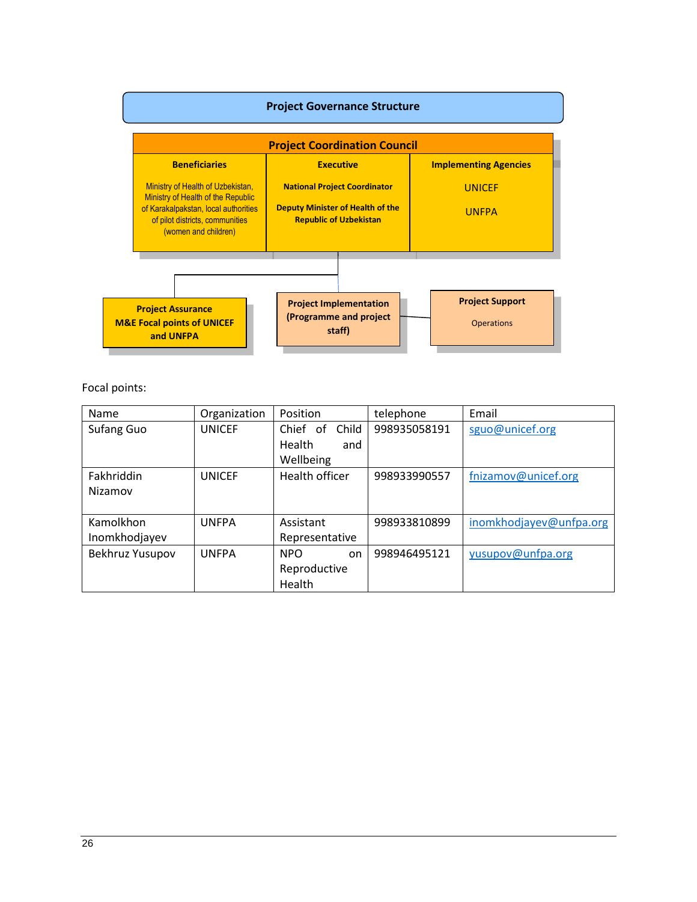**Project Governance Structure**

**Project Coordination Council**

| Beneficiaries | Executive | Implementing Agencies |
|---|---|---|
| Ministry of Health of Uzbekistan, Ministry of Health of the Republic of Karakalpakstan, local authorities of pilot districts, communities (women and children) | **National Project Coordinator**<br>**Deputy Minister of Health of the Republic of Uzbekistan** | UNICEF<br>UNFPA |

**Project Assurance**
**M&E Focal points of UNICEF and UNFPA**

**Project Implementation (Programme and project staff)**

**Project Support**
Operations

Focal points:

| Name | Organization | Position | telephone | Email |
|---|---|---|---|---|
| Sufang Guo | UNICEF | Chief of Child Health and Wellbeing | 998935058191 | sguo@unicef.org |
| Fakhriddin Nizamov | UNICEF | Health officer | 998933990557 | fnizamov@unicef.org |
| Kamolkhon Inomkhodjayev | UNFPA | Assistant Representative | 998933810899 | inomkhodjayev@unfpa.org |
| Bekhruz Yusupov | UNFPA | NPO on Reproductive Health | 998946495121 | yusupov@unfpa.org |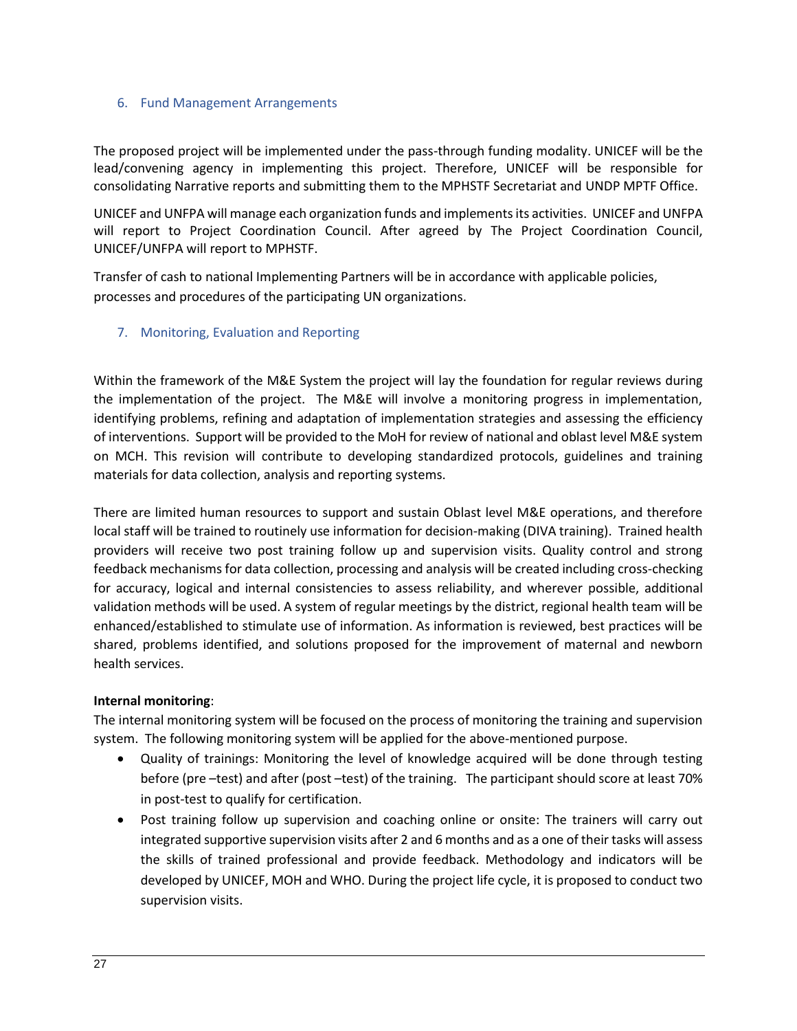## 6. Fund Management Arrangements

The proposed project will be implemented under the pass-through funding modality. UNICEF will be the lead/convening agency in implementing this project. Therefore, UNICEF will be responsible for consolidating Narrative reports and submitting them to the MPHSTF Secretariat and UNDP MPTF Office.

UNICEF and UNFPA will manage each organization funds and implements its activities. UNICEF and UNFPA will report to Project Coordination Council. After agreed by The Project Coordination Council, UNICEF/UNFPA will report to MPHSTF.

Transfer of cash to national Implementing Partners will be in accordance with applicable policies, processes and procedures of the participating UN organizations.

## 7. Monitoring, Evaluation and Reporting

Within the framework of the M&E System the project will lay the foundation for regular reviews during the implementation of the project. The M&E will involve a monitoring progress in implementation, identifying problems, refining and adaptation of implementation strategies and assessing the efficiency of interventions. Support will be provided to the MoH for review of national and oblast level M&E system on MCH. This revision will contribute to developing standardized protocols, guidelines and training materials for data collection, analysis and reporting systems.

There are limited human resources to support and sustain Oblast level M&E operations, and therefore local staff will be trained to routinely use information for decision-making (DIVA training). Trained health providers will receive two post training follow up and supervision visits. Quality control and strong feedback mechanisms for data collection, processing and analysis will be created including cross-checking for accuracy, logical and internal consistencies to assess reliability, and wherever possible, additional validation methods will be used. A system of regular meetings by the district, regional health team will be enhanced/established to stimulate use of information. As information is reviewed, best practices will be shared, problems identified, and solutions proposed for the improvement of maternal and newborn health services.

**Internal monitoring**:
The internal monitoring system will be focused on the process of monitoring the training and supervision system. The following monitoring system will be applied for the above-mentioned purpose.

- Quality of trainings: Monitoring the level of knowledge acquired will be done through testing before (pre –test) and after (post –test) of the training. The participant should score at least 70% in post-test to qualify for certification.
- Post training follow up supervision and coaching online or onsite: The trainers will carry out integrated supportive supervision visits after 2 and 6 months and as a one of their tasks will assess the skills of trained professional and provide feedback. Methodology and indicators will be developed by UNICEF, MOH and WHO. During the project life cycle, it is proposed to conduct two supervision visits.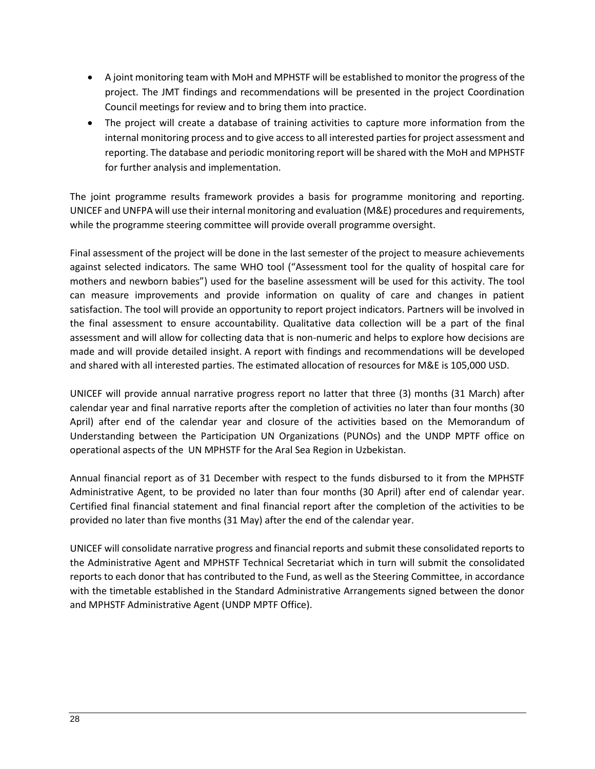- A joint monitoring team with MoH and MPHSTF will be established to monitor the progress of the project. The JMT findings and recommendations will be presented in the project Coordination Council meetings for review and to bring them into practice.
- The project will create a database of training activities to capture more information from the internal monitoring process and to give access to all interested parties for project assessment and reporting. The database and periodic monitoring report will be shared with the MoH and MPHSTF for further analysis and implementation.

The joint programme results framework provides a basis for programme monitoring and reporting. UNICEF and UNFPA will use their internal monitoring and evaluation (M&E) procedures and requirements, while the programme steering committee will provide overall programme oversight.

Final assessment of the project will be done in the last semester of the project to measure achievements against selected indicators. The same WHO tool ("Assessment tool for the quality of hospital care for mothers and newborn babies") used for the baseline assessment will be used for this activity. The tool can measure improvements and provide information on quality of care and changes in patient satisfaction. The tool will provide an opportunity to report project indicators. Partners will be involved in the final assessment to ensure accountability. Qualitative data collection will be a part of the final assessment and will allow for collecting data that is non-numeric and helps to explore how decisions are made and will provide detailed insight. A report with findings and recommendations will be developed and shared with all interested parties. The estimated allocation of resources for M&E is 105,000 USD.

UNICEF will provide annual narrative progress report no latter that three (3) months (31 March) after calendar year and final narrative reports after the completion of activities no later than four months (30 April) after end of the calendar year and closure of the activities based on the Memorandum of Understanding between the Participation UN Organizations (PUNOs) and the UNDP MPTF office on operational aspects of the UN MPHSTF for the Aral Sea Region in Uzbekistan.

Annual financial report as of 31 December with respect to the funds disbursed to it from the MPHSTF Administrative Agent, to be provided no later than four months (30 April) after end of calendar year. Certified final financial statement and final financial report after the completion of the activities to be provided no later than five months (31 May) after the end of the calendar year.

UNICEF will consolidate narrative progress and financial reports and submit these consolidated reports to the Administrative Agent and MPHSTF Technical Secretariat which in turn will submit the consolidated reports to each donor that has contributed to the Fund, as well as the Steering Committee, in accordance with the timetable established in the Standard Administrative Arrangements signed between the donor and MPHSTF Administrative Agent (UNDP MPTF Office).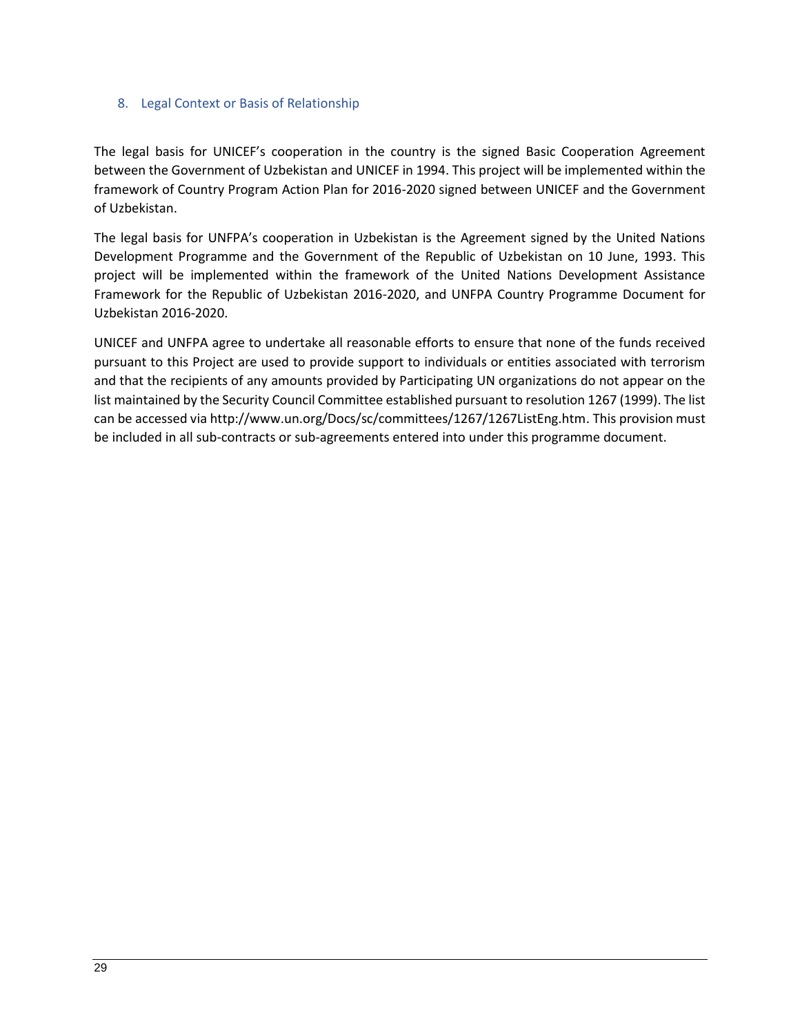## 8. Legal Context or Basis of Relationship

The legal basis for UNICEF's cooperation in the country is the signed Basic Cooperation Agreement between the Government of Uzbekistan and UNICEF in 1994. This project will be implemented within the framework of Country Program Action Plan for 2016-2020 signed between UNICEF and the Government of Uzbekistan.

The legal basis for UNFPA's cooperation in Uzbekistan is the Agreement signed by the United Nations Development Programme and the Government of the Republic of Uzbekistan on 10 June, 1993. This project will be implemented within the framework of the United Nations Development Assistance Framework for the Republic of Uzbekistan 2016-2020, and UNFPA Country Programme Document for Uzbekistan 2016-2020.

UNICEF and UNFPA agree to undertake all reasonable efforts to ensure that none of the funds received pursuant to this Project are used to provide support to individuals or entities associated with terrorism and that the recipients of any amounts provided by Participating UN organizations do not appear on the list maintained by the Security Council Committee established pursuant to resolution 1267 (1999). The list can be accessed via http://www.un.org/Docs/sc/committees/1267/1267ListEng.htm. This provision must be included in all sub-contracts or sub-agreements entered into under this programme document.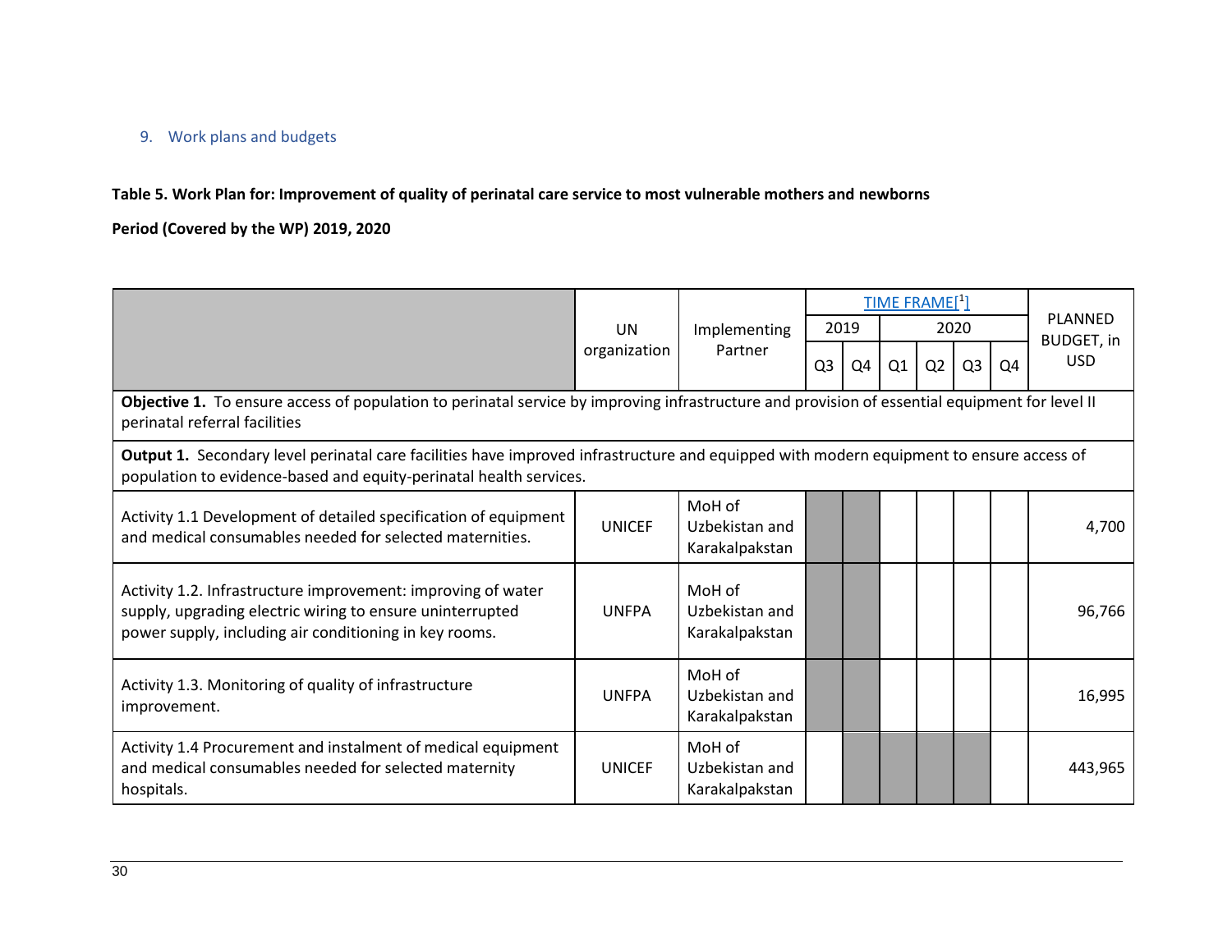## 9. Work plans and budgets

**Table 5. Work Plan for: Improvement of quality of perinatal care service to most vulnerable mothers and newborns**

**Period (Covered by the WP) 2019, 2020**

| | UN organization | Implementing Partner | TIME FRAME[1] | | | | | | PLANNED BUDGET, in USD |
|---|---|---|---|---|---|---|---|---|---|
| | | | 2019 | | 2020 | | | | |
| | | | Q3 | Q4 | Q1 | Q2 | Q3 | Q4 | |
| **Objective 1.** To ensure access of population to perinatal service by improving infrastructure and provision of essential equipment for level II perinatal referral facilities | | | | | | | | | |
| **Output 1.** Secondary level perinatal care facilities have improved infrastructure and equipped with modern equipment to ensure access of population to evidence-based and equity-perinatal health services. | | | | | | | | | |
| Activity 1.1 Development of detailed specification of equipment and medical consumables needed for selected maternities. | UNICEF | MoH of Uzbekistan and Karakalpakstan | X | X | | | | | 4,700 |
| Activity 1.2. Infrastructure improvement: improving of water supply, upgrading electric wiring to ensure uninterrupted power supply, including air conditioning in key rooms. | UNFPA | MoH of Uzbekistan and Karakalpakstan | X | X | | | | | 96,766 |
| Activity 1.3. Monitoring of quality of infrastructure improvement. | UNFPA | MoH of Uzbekistan and Karakalpakstan | X | X | | | | | 16,995 |
| Activity 1.4 Procurement and instalment of medical equipment and medical consumables needed for selected maternity hospitals. | UNICEF | MoH of Uzbekistan and Karakalpakstan | | X | X | X | X | | 443,965 |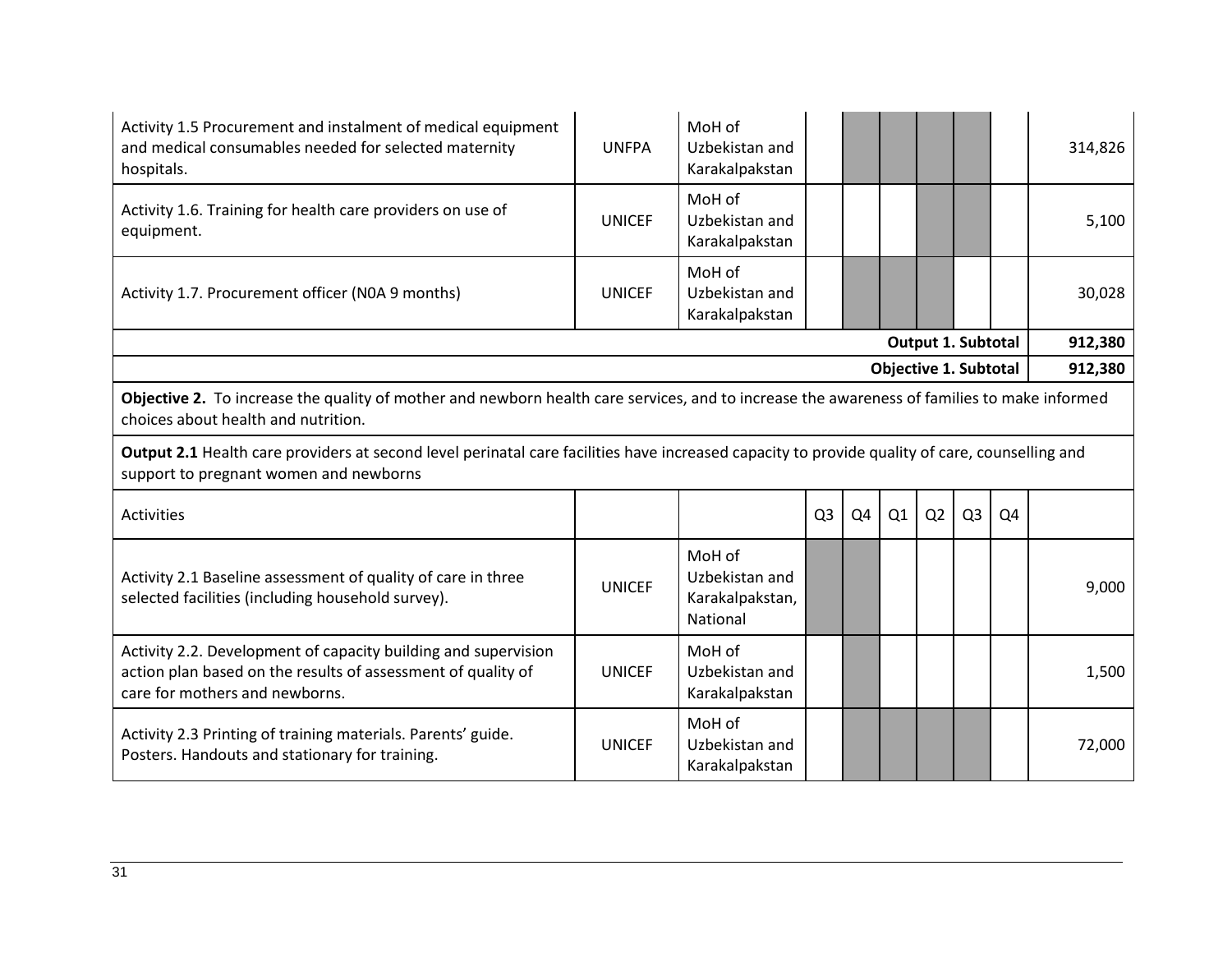| | | | | | | | | | |
|---|---|---|---|---|---|---|---|---|---|
| Activity 1.5 Procurement and instalment of medical equipment and medical consumables needed for selected maternity hospitals. | UNFPA | MoH of Uzbekistan and Karakalpakstan | | | | | | | 314,826 |
| Activity 1.6. Training for health care providers on use of equipment. | UNICEF | MoH of Uzbekistan and Karakalpakstan | | | | | | | 5,100 |
| Activity 1.7. Procurement officer (N0A 9 months) | UNICEF | MoH of Uzbekistan and Karakalpakstan | | | | | | | 30,028 |
| **Output 1. Subtotal** | | | | | | | | | **912,380** |
| **Objective 1. Subtotal** | | | | | | | | | **912,380** |
| **Objective 2.** To increase the quality of mother and newborn health care services, and to increase the awareness of families to make informed choices about health and nutrition. | | | | | | | | | |
| **Output 2.1** Health care providers at second level perinatal care facilities have increased capacity to provide quality of care, counselling and support to pregnant women and newborns | | | | | | | | | |
| Activities | | | Q3 | Q4 | Q1 | Q2 | Q3 | Q4 | |
| Activity 2.1 Baseline assessment of quality of care in three selected facilities (including household survey). | UNICEF | MoH of Uzbekistan and Karakalpakstan, National | | | | | | | 9,000 |
| Activity 2.2. Development of capacity building and supervision action plan based on the results of assessment of quality of care for mothers and newborns. | UNICEF | MoH of Uzbekistan and Karakalpakstan | | | | | | | 1,500 |
| Activity 2.3 Printing of training materials. Parents' guide. Posters. Handouts and stationary for training. | UNICEF | MoH of Uzbekistan and Karakalpakstan | | | | | | | 72,000 |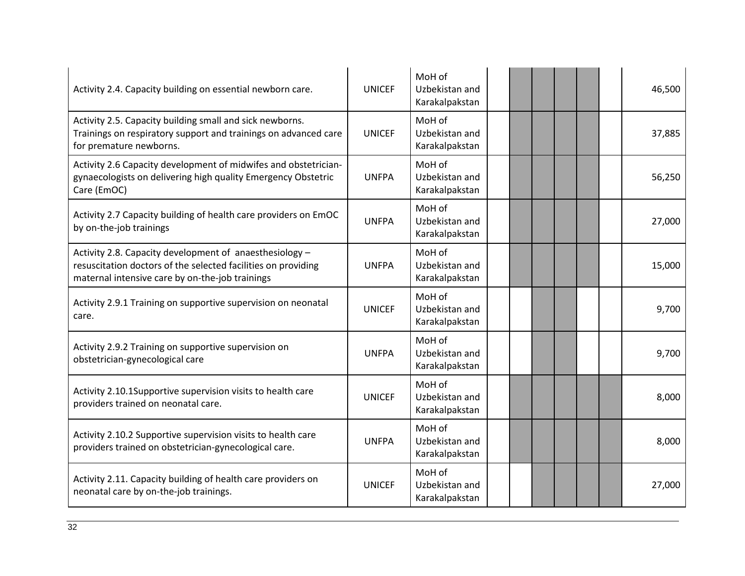| | | | | | | | | | |
|---|---|---|---|---|---|---|---|---|---|
| Activity 2.4. Capacity building on essential newborn care. | UNICEF | MoH of Uzbekistan and Karakalpakstan | | | | | | | 46,500 |
| Activity 2.5. Capacity building small and sick newborns. Trainings on respiratory support and trainings on advanced care for premature newborns. | UNICEF | MoH of Uzbekistan and Karakalpakstan | | | | | | | 37,885 |
| Activity 2.6 Capacity development of midwifes and obstetrician-gynaecologists on delivering high quality Emergency Obstetric Care (EmOC) | UNFPA | MoH of Uzbekistan and Karakalpakstan | | | | | | | 56,250 |
| Activity 2.7 Capacity building of health care providers on EmOC by on-the-job trainings | UNFPA | MoH of Uzbekistan and Karakalpakstan | | | | | | | 27,000 |
| Activity 2.8. Capacity development of anaesthesiology – resuscitation doctors of the selected facilities on providing maternal intensive care by on-the-job trainings | UNFPA | MoH of Uzbekistan and Karakalpakstan | | | | | | | 15,000 |
| Activity 2.9.1 Training on supportive supervision on neonatal care. | UNICEF | MoH of Uzbekistan and Karakalpakstan | | | | | | | 9,700 |
| Activity 2.9.2 Training on supportive supervision on obstetrician-gynecological care | UNFPA | MoH of Uzbekistan and Karakalpakstan | | | | | | | 9,700 |
| Activity 2.10.1Supportive supervision visits to health care providers trained on neonatal care. | UNICEF | MoH of Uzbekistan and Karakalpakstan | | | | | | | 8,000 |
| Activity 2.10.2 Supportive supervision visits to health care providers trained on obstetrician-gynecological care. | UNFPA | MoH of Uzbekistan and Karakalpakstan | | | | | | | 8,000 |
| Activity 2.11. Capacity building of health care providers on neonatal care by on-the-job trainings. | UNICEF | MoH of Uzbekistan and Karakalpakstan | | | | | | | 27,000 |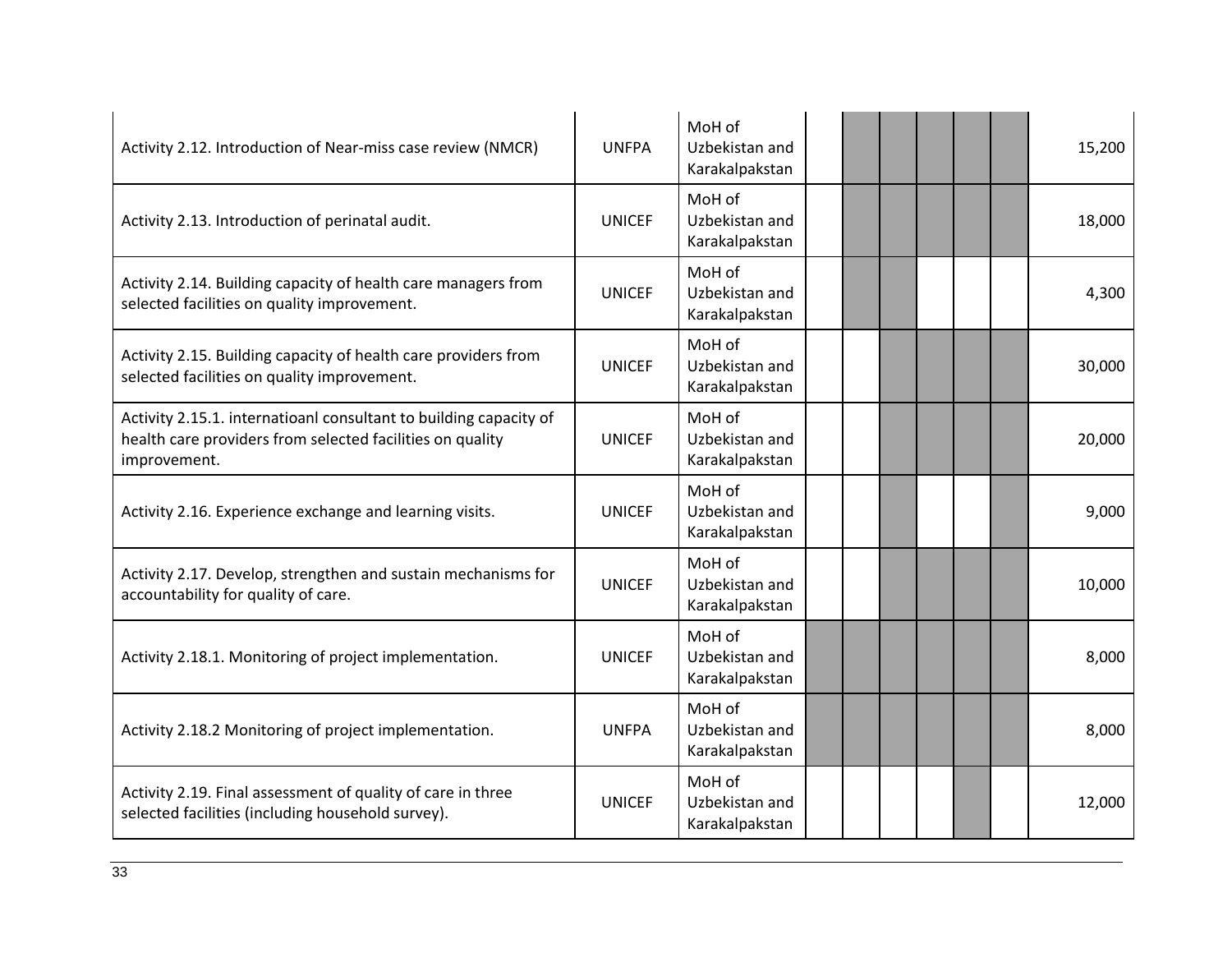| | | | | | | | | | |
|---|---|---|---|---|---|---|---|---|---|
| Activity 2.12. Introduction of Near-miss case review (NMCR) | UNFPA | MoH of Uzbekistan and Karakalpakstan | | X | X | X | X | X | 15,200 |
| Activity 2.13. Introduction of perinatal audit. | UNICEF | MoH of Uzbekistan and Karakalpakstan | | X | X | X | X | X | 18,000 |
| Activity 2.14. Building capacity of health care managers from selected facilities on quality improvement. | UNICEF | MoH of Uzbekistan and Karakalpakstan | | X | X | | | | 4,300 |
| Activity 2.15. Building capacity of health care providers from selected facilities on quality improvement. | UNICEF | MoH of Uzbekistan and Karakalpakstan | | | X | X | X | X | 30,000 |
| Activity 2.15.1. internatioanl consultant to building capacity of health care providers from selected facilities on quality improvement. | UNICEF | MoH of Uzbekistan and Karakalpakstan | | | X | X | X | X | 20,000 |
| Activity 2.16. Experience exchange and learning visits. | UNICEF | MoH of Uzbekistan and Karakalpakstan | | | X | | | X | 9,000 |
| Activity 2.17. Develop, strengthen and sustain mechanisms for accountability for quality of care. | UNICEF | MoH of Uzbekistan and Karakalpakstan | | | X | X | X | X | 10,000 |
| Activity 2.18.1. Monitoring of project implementation. | UNICEF | MoH of Uzbekistan and Karakalpakstan | X | X | X | X | X | X | 8,000 |
| Activity 2.18.2 Monitoring of project implementation. | UNFPA | MoH of Uzbekistan and Karakalpakstan | X | X | X | X | X | X | 8,000 |
| Activity 2.19. Final assessment of quality of care in three selected facilities (including household survey). | UNICEF | MoH of Uzbekistan and Karakalpakstan | | | | | X | | 12,000 |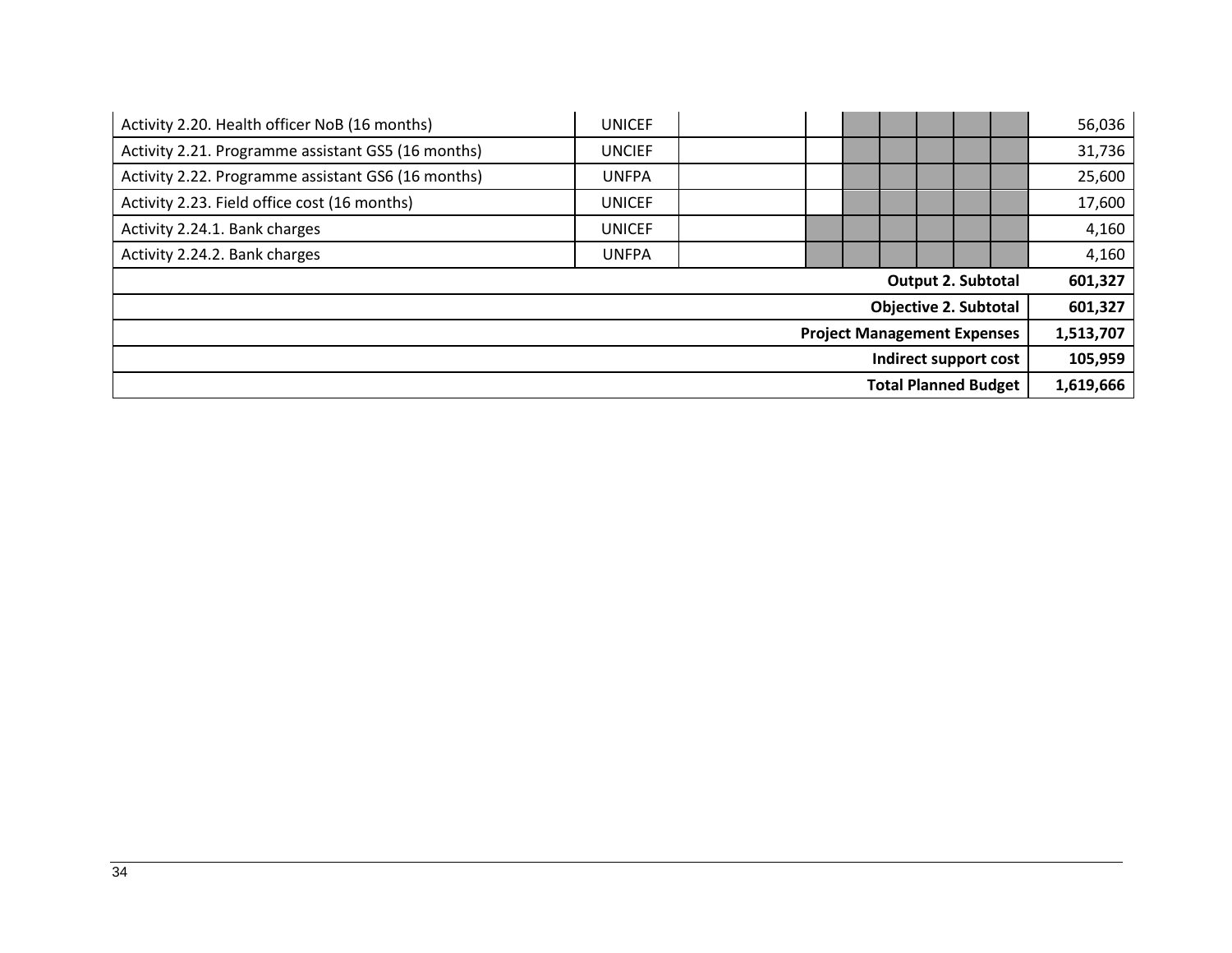| | | | | | | | | | |
|---|---|---|---|---|---|---|---|---|---|
| Activity 2.20. Health officer NoB (16 months) | UNICEF | | | | | | | | 56,036 |
| Activity 2.21. Programme assistant GS5 (16 months) | UNCIEF | | | | | | | | 31,736 |
| Activity 2.22. Programme assistant GS6 (16 months) | UNFPA | | | | | | | | 25,600 |
| Activity 2.23. Field office cost (16 months) | UNICEF | | | | | | | | 17,600 |
| Activity 2.24.1. Bank charges | UNICEF | | | | | | | | 4,160 |
| Activity 2.24.2. Bank charges | UNFPA | | | | | | | | 4,160 |
| | | | | | | | | **Output 2. Subtotal** | **601,327** |
| | | | | | | | | **Objective 2. Subtotal** | **601,327** |
| | | | | | | | | **Project Management Expenses** | **1,513,707** |
| | | | | | | | | **Indirect support cost** | **105,959** |
| | | | | | | | | **Total Planned Budget** | **1,619,666** |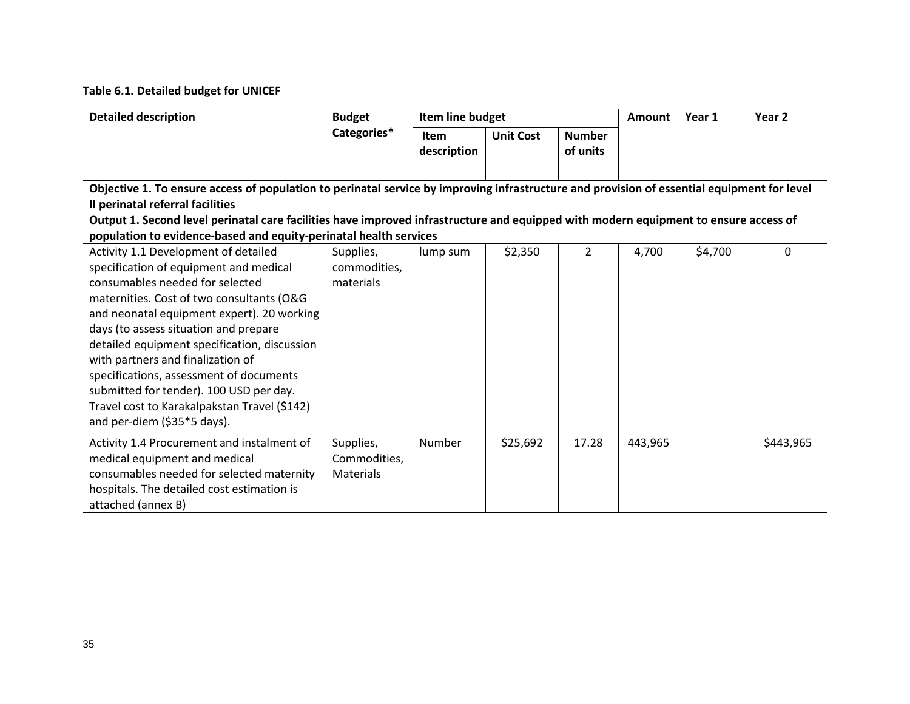**Table 6.1. Detailed budget for UNICEF**

| Detailed description | Budget Categories* | Item line budget | | | Amount | Year 1 | Year 2 |
|---|---|---|---|---|---|---|---|
| | | Item description | Unit Cost | Number of units | | | |
| **Objective 1. To ensure access of population to perinatal service by improving infrastructure and provision of essential equipment for level II perinatal referral facilities** | | | | | | | |
| **Output 1. Second level perinatal care facilities have improved infrastructure and equipped with modern equipment to ensure access of population to evidence-based and equity-perinatal health services** | | | | | | | |
| Activity 1.1 Development of detailed specification of equipment and medical consumables needed for selected maternities. Cost of two consultants (O&G and neonatal equipment expert). 20 working days (to assess situation and prepare detailed equipment specification, discussion with partners and finalization of specifications, assessment of documents submitted for tender). 100 USD per day. Travel cost to Karakalpakstan Travel ($142) and per-diem ($35*5 days). | Supplies, commodities, materials | lump sum | $2,350 | 2 | 4,700 | $4,700 | 0 |
| Activity 1.4 Procurement and instalment of medical equipment and medical consumables needed for selected maternity hospitals. The detailed cost estimation is attached (annex B) | Supplies, Commodities, Materials | Number | $25,692 | 17.28 | 443,965 | | $443,965 |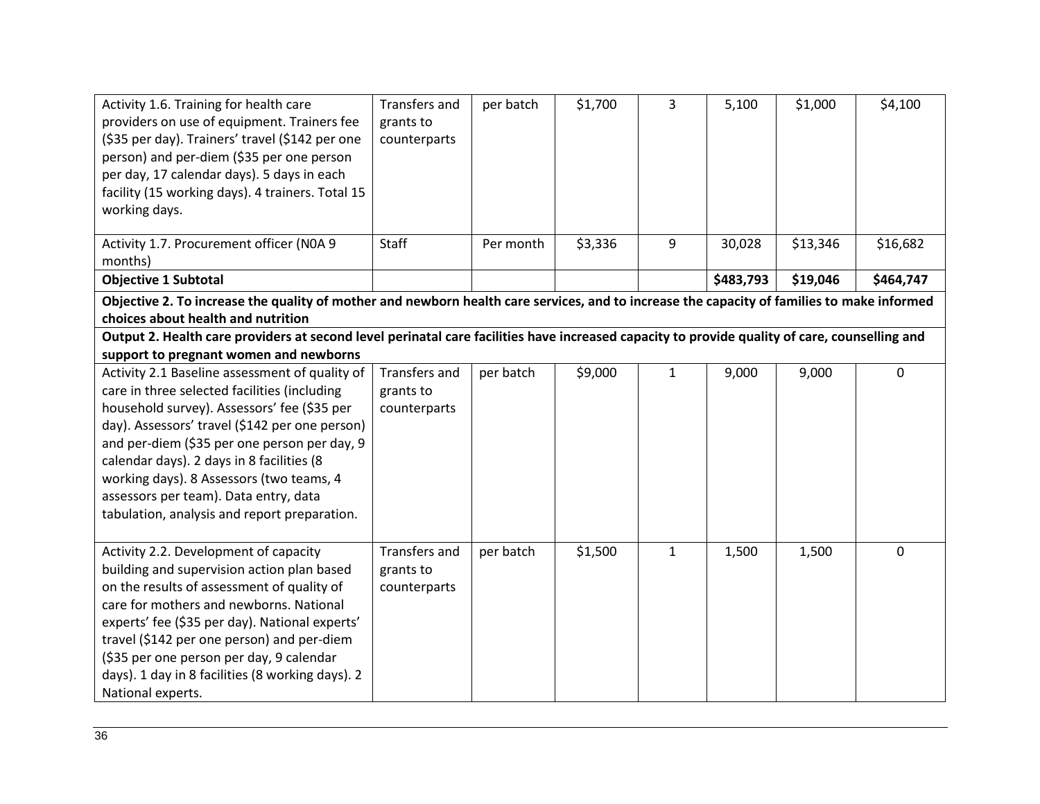| Activity 1.6. Training for health care providers on use of equipment. Trainers fee ($35 per day). Trainers' travel ($142 per one person) and per-diem ($35 per one person per day, 17 calendar days). 5 days in each facility (15 working days). 4 trainers. Total 15 working days. | Transfers and grants to counterparts | per batch | $1,700 | 3 | 5,100 | $1,000 | $4,100 |
|---|---|---|---|---|---|---|---|
| Activity 1.7. Procurement officer (N0A 9 months) | Staff | Per month | $3,336 | 9 | 30,028 | $13,346 | $16,682 |
| **Objective 1 Subtotal** | | | | | **$483,793** | **$19,046** | **$464,747** |
| **Objective 2. To increase the quality of mother and newborn health care services, and to increase the capacity of families to make informed choices about health and nutrition** | | | | | | | |
| **Output 2. Health care providers at second level perinatal care facilities have increased capacity to provide quality of care, counselling and support to pregnant women and newborns** | | | | | | | |
| Activity 2.1 Baseline assessment of quality of care in three selected facilities (including household survey). Assessors' fee ($35 per day). Assessors' travel ($142 per one person) and per-diem ($35 per one person per day, 9 calendar days). 2 days in 8 facilities (8 working days). 8 Assessors (two teams, 4 assessors per team). Data entry, data tabulation, analysis and report preparation. | Transfers and grants to counterparts | per batch | $9,000 | 1 | 9,000 | 9,000 | 0 |
| Activity 2.2. Development of capacity building and supervision action plan based on the results of assessment of quality of care for mothers and newborns. National experts' fee ($35 per day). National experts' travel ($142 per one person) and per-diem ($35 per one person per day, 9 calendar days). 1 day in 8 facilities (8 working days). 2 National experts. | Transfers and grants to counterparts | per batch | $1,500 | 1 | 1,500 | 1,500 | 0 |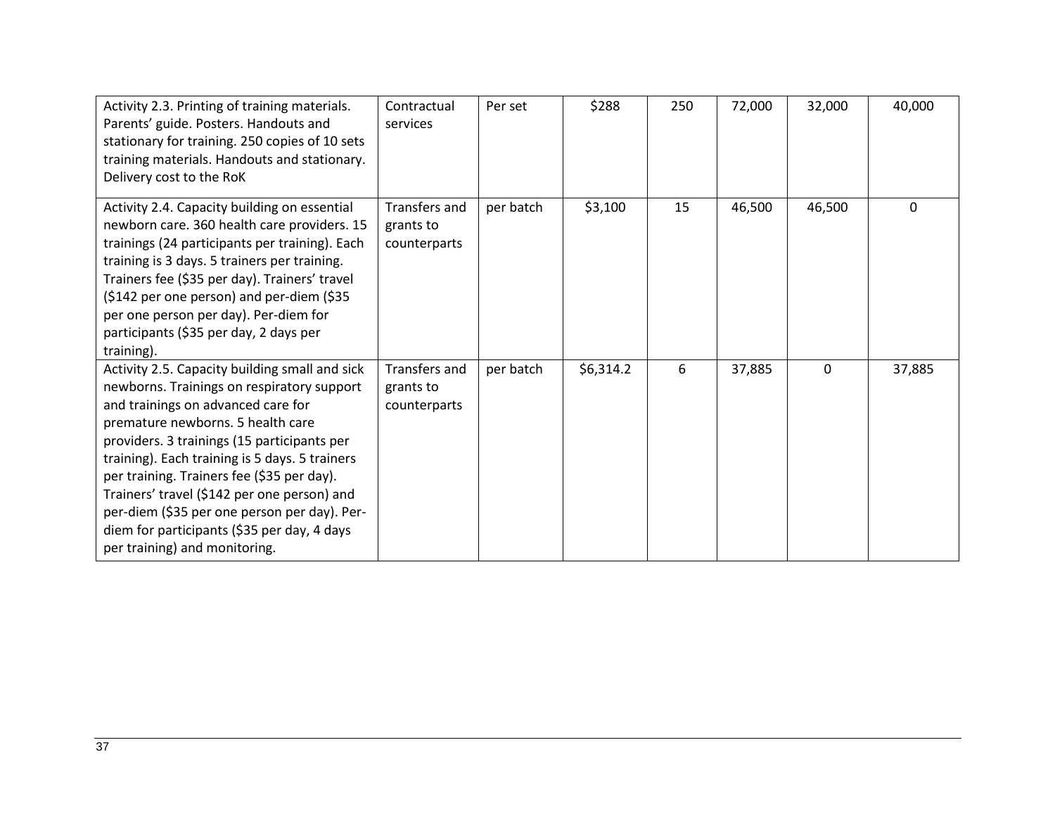| | | | | | | | |
|---|---|---|---|---|---|---|---|
| Activity 2.3. Printing of training materials. Parents' guide. Posters. Handouts and stationary for training. 250 copies of 10 sets training materials. Handouts and stationary. Delivery cost to the RoK | Contractual services | Per set | $288 | 250 | 72,000 | 32,000 | 40,000 |
| Activity 2.4. Capacity building on essential newborn care. 360 health care providers. 15 trainings (24 participants per training). Each training is 3 days. 5 trainers per training. Trainers fee ($35 per day). Trainers' travel ($142 per one person) and per-diem ($35 per one person per day). Per-diem for participants ($35 per day, 2 days per training). | Transfers and grants to counterparts | per batch | $3,100 | 15 | 46,500 | 46,500 | 0 |
| Activity 2.5. Capacity building small and sick newborns. Trainings on respiratory support and trainings on advanced care for premature newborns. 5 health care providers. 3 trainings (15 participants per training). Each training is 5 days. 5 trainers per training. Trainers fee ($35 per day). Trainers' travel ($142 per one person) and per-diem ($35 per one person per day). Per-diem for participants ($35 per day, 4 days per training) and monitoring. | Transfers and grants to counterparts | per batch | $6,314.2 | 6 | 37,885 | 0 | 37,885 |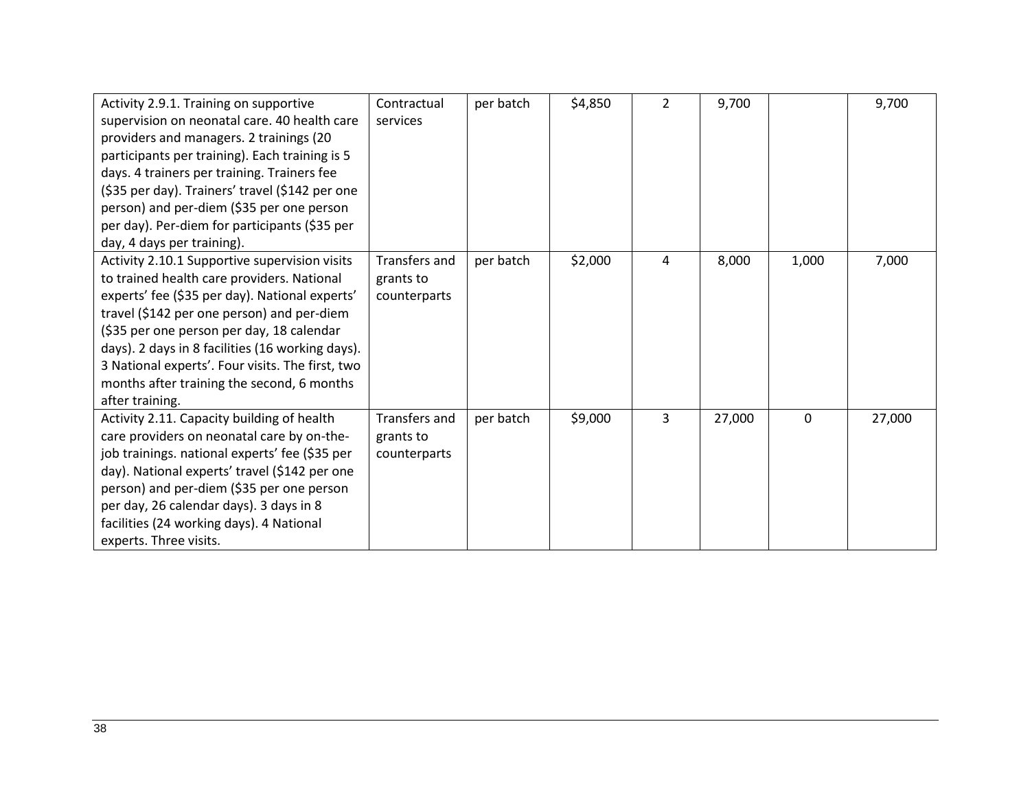| | | | | | | | |
|---|---|---|---|---|---|---|---|
| Activity 2.9.1. Training on supportive supervision on neonatal care. 40 health care providers and managers. 2 trainings (20 participants per training). Each training is 5 days. 4 trainers per training. Trainers fee ($35 per day). Trainers' travel ($142 per one person) and per-diem ($35 per one person per day). Per-diem for participants ($35 per day, 4 days per training). | Contractual services | per batch | $4,850 | 2 | 9,700 | | 9,700 |
| Activity 2.10.1 Supportive supervision visits to trained health care providers. National experts' fee ($35 per day). National experts' travel ($142 per one person) and per-diem ($35 per one person per day, 18 calendar days). 2 days in 8 facilities (16 working days). 3 National experts'. Four visits. The first, two months after training the second, 6 months after training. | Transfers and grants to counterparts | per batch | $2,000 | 4 | 8,000 | 1,000 | 7,000 |
| Activity 2.11. Capacity building of health care providers on neonatal care by on-the-job trainings. national experts' fee ($35 per day). National experts' travel ($142 per one person) and per-diem ($35 per one person per day, 26 calendar days). 3 days in 8 facilities (24 working days). 4 National experts. Three visits. | Transfers and grants to counterparts | per batch | $9,000 | 3 | 27,000 | 0 | 27,000 |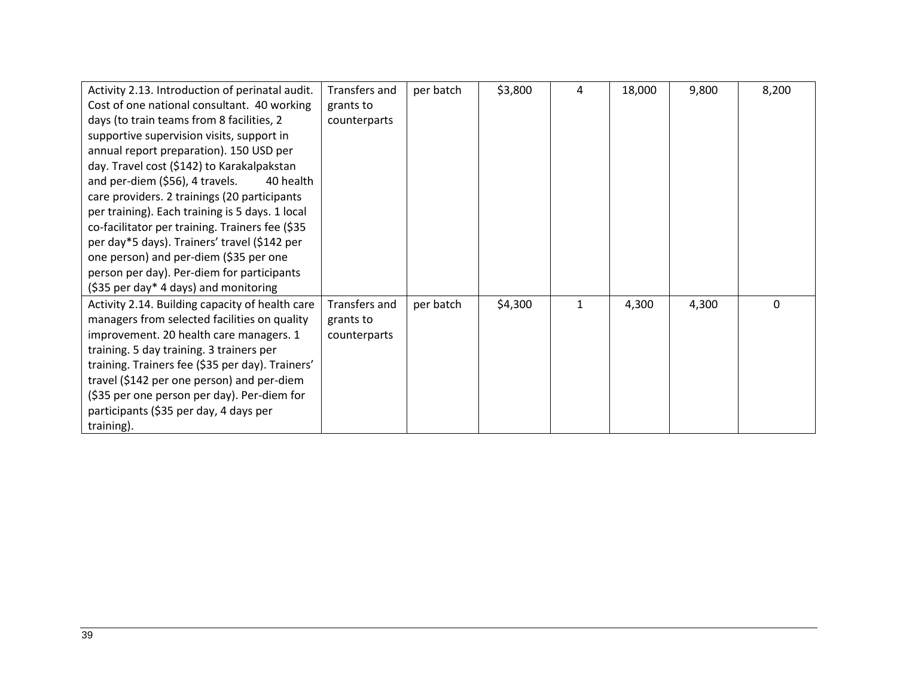| | | | | | | | |
|---|---|---|---|---|---|---|---|
| Activity 2.13. Introduction of perinatal audit. Cost of one national consultant. 40 working days (to train teams from 8 facilities, 2 supportive supervision visits, support in annual report preparation). 150 USD per day. Travel cost ($142) to Karakalpakstan and per-diem ($56), 4 travels. 40 health care providers. 2 trainings (20 participants per training). Each training is 5 days. 1 local co-facilitator per training. Trainers fee ($35 per day*5 days). Trainers' travel ($142 per one person) and per-diem ($35 per one person per day). Per-diem for participants ($35 per day* 4 days) and monitoring | Transfers and grants to counterparts | per batch | $3,800 | 4 | 18,000 | 9,800 | 8,200 |
| Activity 2.14. Building capacity of health care managers from selected facilities on quality improvement. 20 health care managers. 1 training. 5 day training. 3 trainers per training. Trainers fee ($35 per day). Trainers' travel ($142 per one person) and per-diem ($35 per one person per day). Per-diem for participants ($35 per day, 4 days per training). | Transfers and grants to counterparts | per batch | $4,300 | 1 | 4,300 | 4,300 | 0 |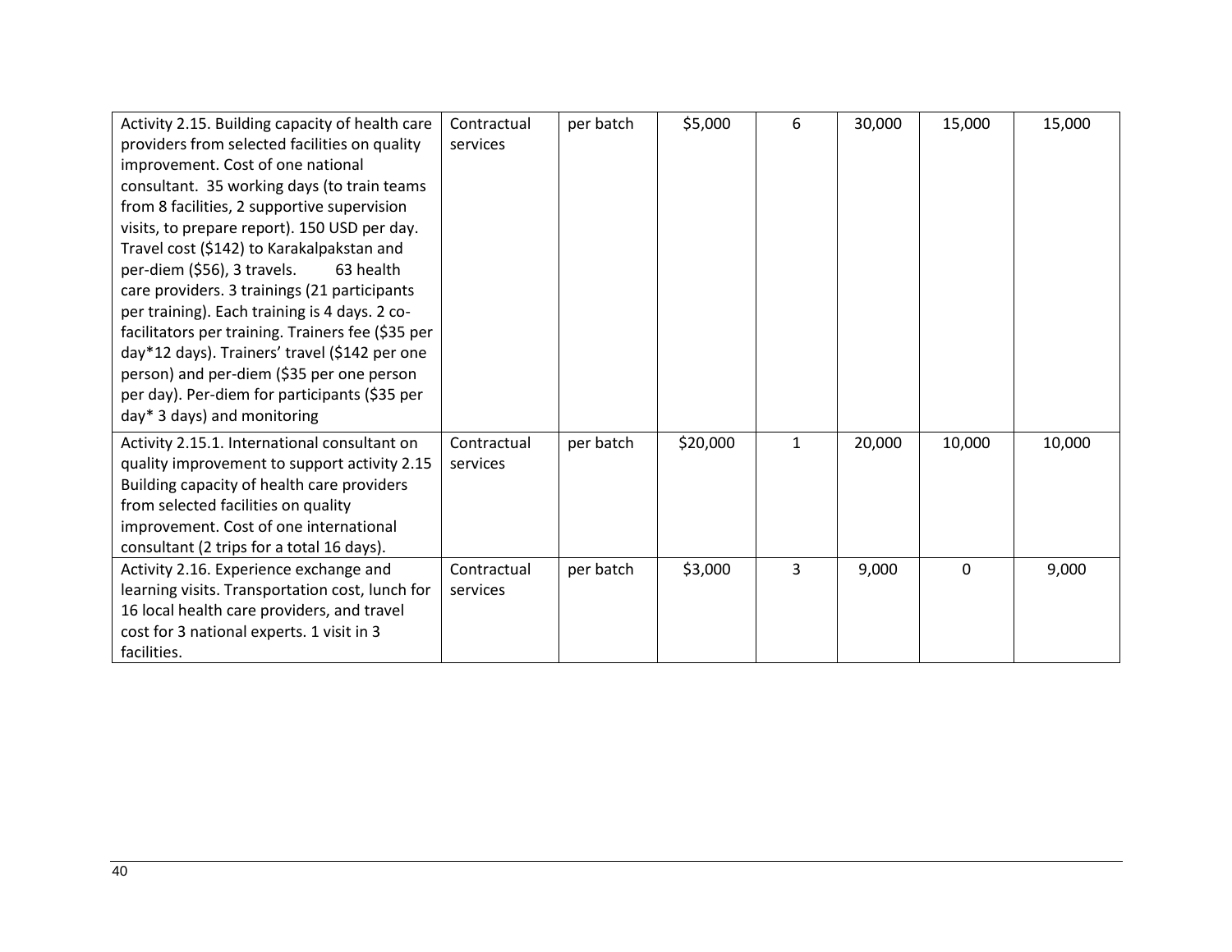| Activity 2.15. Building capacity of health care providers from selected facilities on quality improvement. Cost of one national consultant. 35 working days (to train teams from 8 facilities, 2 supportive supervision visits, to prepare report). 150 USD per day. Travel cost ($142) to Karakalpakstan and per-diem ($56), 3 travels. 63 health care providers. 3 trainings (21 participants per training). Each training is 4 days. 2 co-facilitators per training. Trainers fee ($35 per day*12 days). Trainers' travel ($142 per one person) and per-diem ($35 per one person per day). Per-diem for participants ($35 per day* 3 days) and monitoring | Contractual services | per batch | $5,000 | 6 | 30,000 | 15,000 | 15,000 |
|---|---|---|---|---|---|---|---|
| Activity 2.15.1. International consultant on quality improvement to support activity 2.15 Building capacity of health care providers from selected facilities on quality improvement. Cost of one international consultant (2 trips for a total 16 days). | Contractual services | per batch | $20,000 | 1 | 20,000 | 10,000 | 10,000 |
| Activity 2.16. Experience exchange and learning visits. Transportation cost, lunch for 16 local health care providers, and travel cost for 3 national experts. 1 visit in 3 facilities. | Contractual services | per batch | $3,000 | 3 | 9,000 | 0 | 9,000 |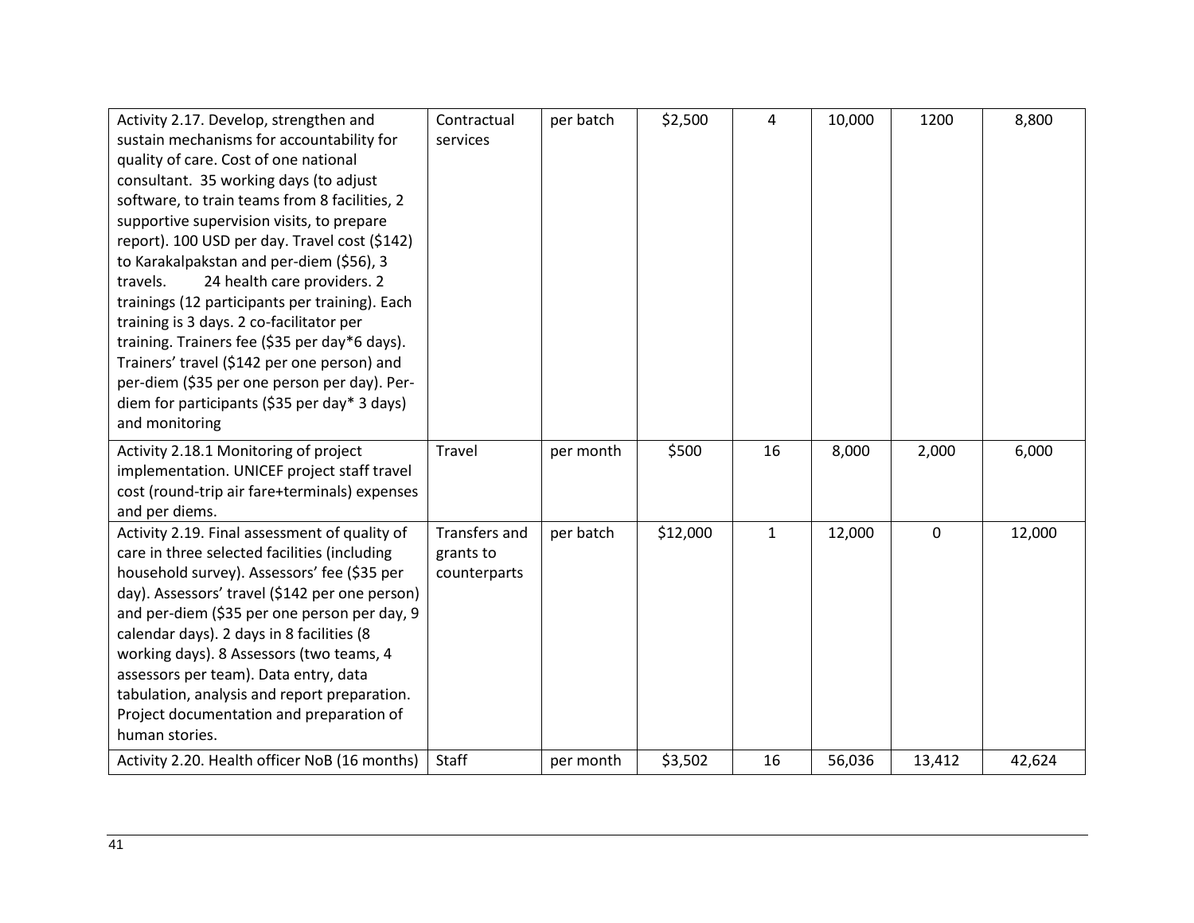| | | | | | | | |
|---|---|---|---|---|---|---|---|
| Activity 2.17. Develop, strengthen and sustain mechanisms for accountability for quality of care. Cost of one national consultant. 35 working days (to adjust software, to train teams from 8 facilities, 2 supportive supervision visits, to prepare report). 100 USD per day. Travel cost ($142) to Karakalpakstan and per-diem ($56), 3 travels. 24 health care providers. 2 trainings (12 participants per training). Each training is 3 days. 2 co-facilitator per training. Trainers fee ($35 per day*6 days). Trainers' travel ($142 per one person) and per-diem ($35 per one person per day). Per-diem for participants ($35 per day* 3 days) and monitoring | Contractual services | per batch | $2,500 | 4 | 10,000 | 1200 | 8,800 |
| Activity 2.18.1 Monitoring of project implementation. UNICEF project staff travel cost (round-trip air fare+terminals) expenses and per diems. | Travel | per month | $500 | 16 | 8,000 | 2,000 | 6,000 |
| Activity 2.19. Final assessment of quality of care in three selected facilities (including household survey). Assessors' fee ($35 per day). Assessors' travel ($142 per one person) and per-diem ($35 per one person per day, 9 calendar days). 2 days in 8 facilities (8 working days). 8 Assessors (two teams, 4 assessors per team). Data entry, data tabulation, analysis and report preparation. Project documentation and preparation of human stories. | Transfers and grants to counterparts | per batch | $12,000 | 1 | 12,000 | 0 | 12,000 |
| Activity 2.20. Health officer NoB (16 months) | Staff | per month | $3,502 | 16 | 56,036 | 13,412 | 42,624 |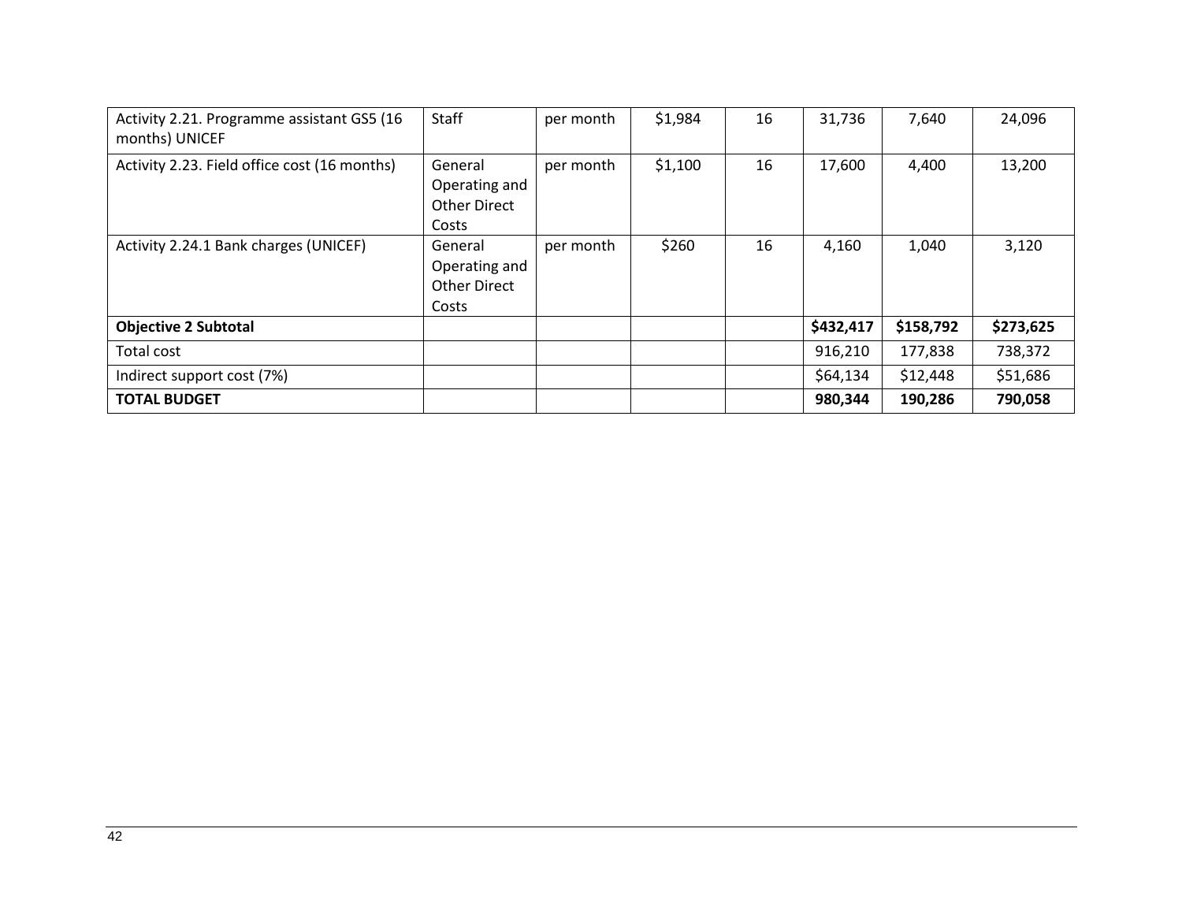| Activity 2.21. Programme assistant GS5 (16 months) UNICEF | Staff | per month | $1,984 | 16 | 31,736 | 7,640 | 24,096 |
|---|---|---|---|---|---|---|---|
| Activity 2.23. Field office cost (16 months) | General Operating and Other Direct Costs | per month | $1,100 | 16 | 17,600 | 4,400 | 13,200 |
| Activity 2.24.1 Bank charges (UNICEF) | General Operating and Other Direct Costs | per month | $260 | 16 | 4,160 | 1,040 | 3,120 |
| **Objective 2 Subtotal** | | | | | **$432,417** | **$158,792** | **$273,625** |
| Total cost | | | | | 916,210 | 177,838 | 738,372 |
| Indirect support cost (7%) | | | | | $64,134 | $12,448 | $51,686 |
| **TOTAL BUDGET** | | | | | **980,344** | **190,286** | **790,058** |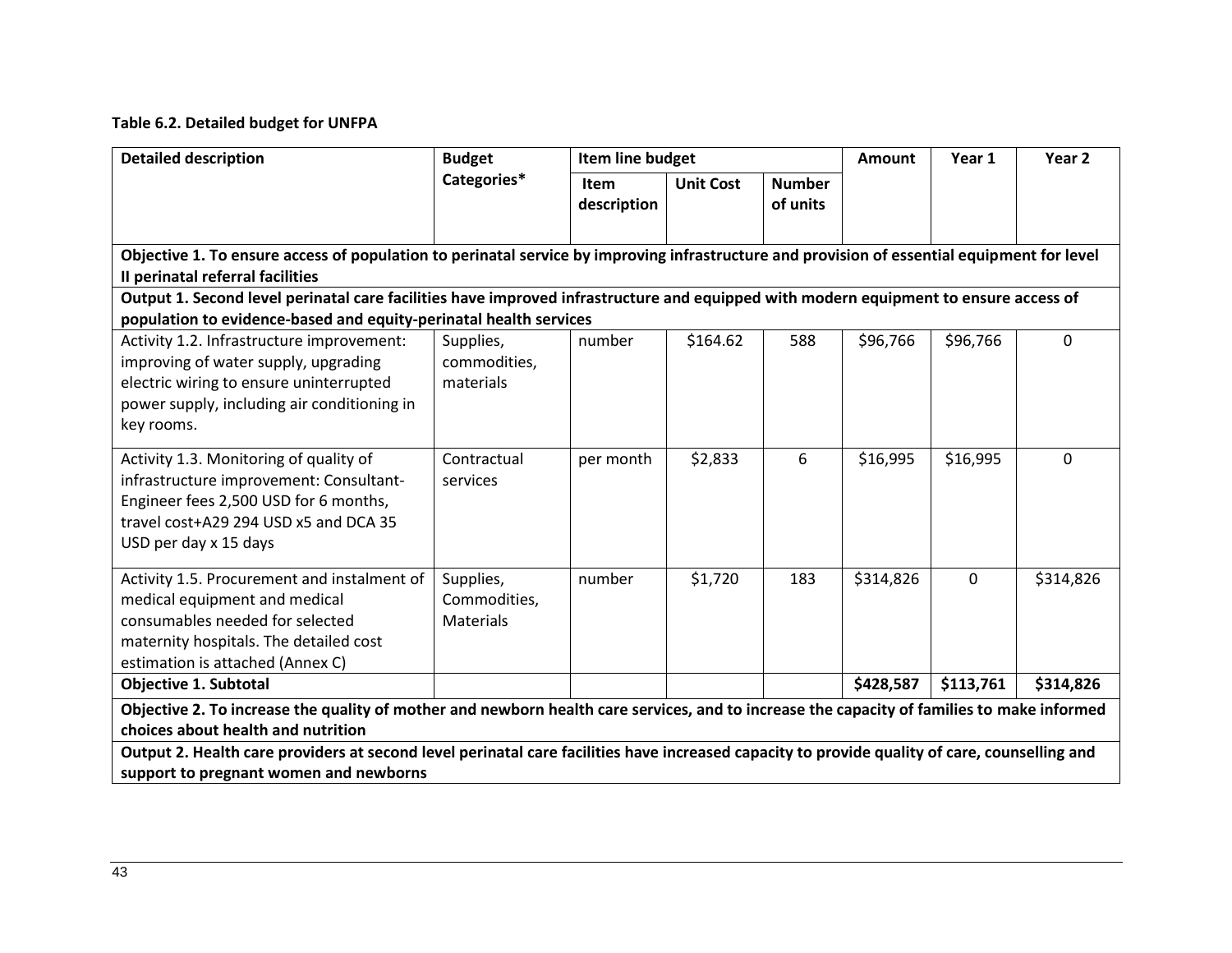**Table 6.2. Detailed budget for UNFPA**

| Detailed description | Budget Categories* | Item line budget | | | Amount | Year 1 | Year 2 |
|---|---|---|---|---|---|---|---|
| | | Item description | Unit Cost | Number of units | | | |
| **Objective 1. To ensure access of population to perinatal service by improving infrastructure and provision of essential equipment for level II perinatal referral facilities** | | | | | | | |
| **Output 1. Second level perinatal care facilities have improved infrastructure and equipped with modern equipment to ensure access of population to evidence-based and equity-perinatal health services** | | | | | | | |
| Activity 1.2. Infrastructure improvement: improving of water supply, upgrading electric wiring to ensure uninterrupted power supply, including air conditioning in key rooms. | Supplies, commodities, materials | number | $164.62 | 588 | $96,766 | $96,766 | 0 |
| Activity 1.3. Monitoring of quality of infrastructure improvement: Consultant-Engineer fees 2,500 USD for 6 months, travel cost+A29 294 USD x5 and DCA 35 USD per day x 15 days | Contractual services | per month | $2,833 | 6 | $16,995 | $16,995 | 0 |
| Activity 1.5. Procurement and instalment of medical equipment and medical consumables needed for selected maternity hospitals. The detailed cost estimation is attached (Annex C) | Supplies, Commodities, Materials | number | $1,720 | 183 | $314,826 | 0 | $314,826 |
| **Objective 1. Subtotal** | | | | | **$428,587** | **$113,761** | **$314,826** |
| **Objective 2. To increase the quality of mother and newborn health care services, and to increase the capacity of families to make informed choices about health and nutrition** | | | | | | | |
| **Output 2. Health care providers at second level perinatal care facilities have increased capacity to provide quality of care, counselling and support to pregnant women and newborns** | | | | | | | |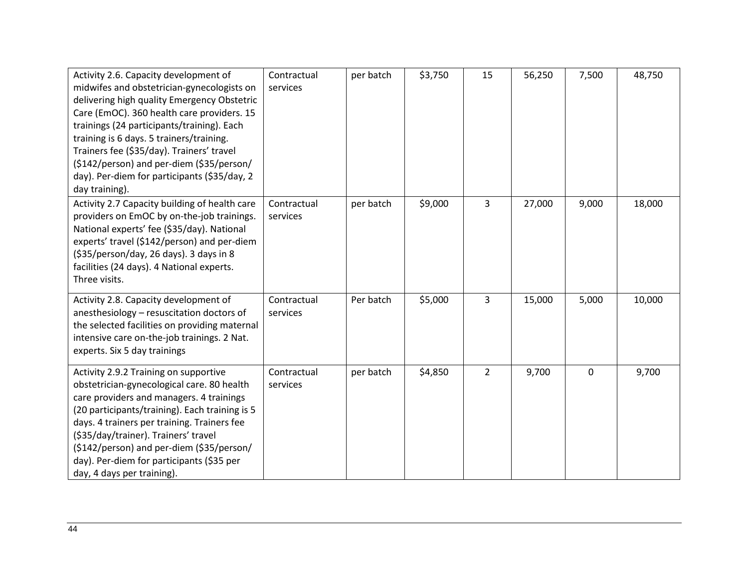| | | | | | | | |
|---|---|---|---|---|---|---|---|
| Activity 2.6. Capacity development of midwifes and obstetrician-gynecologists on delivering high quality Emergency Obstetric Care (EmOC). 360 health care providers. 15 trainings (24 participants/training). Each training is 6 days. 5 trainers/training. Trainers fee ($35/day). Trainers' travel ($142/person) and per-diem ($35/person/ day). Per-diem for participants ($35/day, 2 day training). | Contractual services | per batch | $3,750 | 15 | 56,250 | 7,500 | 48,750 |
| Activity 2.7 Capacity building of health care providers on EmOC by on-the-job trainings. National experts' fee ($35/day). National experts' travel ($142/person) and per-diem ($35/person/day, 26 days). 3 days in 8 facilities (24 days). 4 National experts. Three visits. | Contractual services | per batch | $9,000 | 3 | 27,000 | 9,000 | 18,000 |
| Activity 2.8. Capacity development of anesthesiology – resuscitation doctors of the selected facilities on providing maternal intensive care on-the-job trainings. 2 Nat. experts. Six 5 day trainings | Contractual services | Per batch | $5,000 | 3 | 15,000 | 5,000 | 10,000 |
| Activity 2.9.2 Training on supportive obstetrician-gynecological care. 80 health care providers and managers. 4 trainings (20 participants/training). Each training is 5 days. 4 trainers per training. Trainers fee ($35/day/trainer). Trainers travel ($142/person) and per-diem ($35/person/ day). Per-diem for participants ($35 per day, 4 days per training). | Contractual services | per batch | $4,850 | 2 | 9,700 | 0 | 9,700 |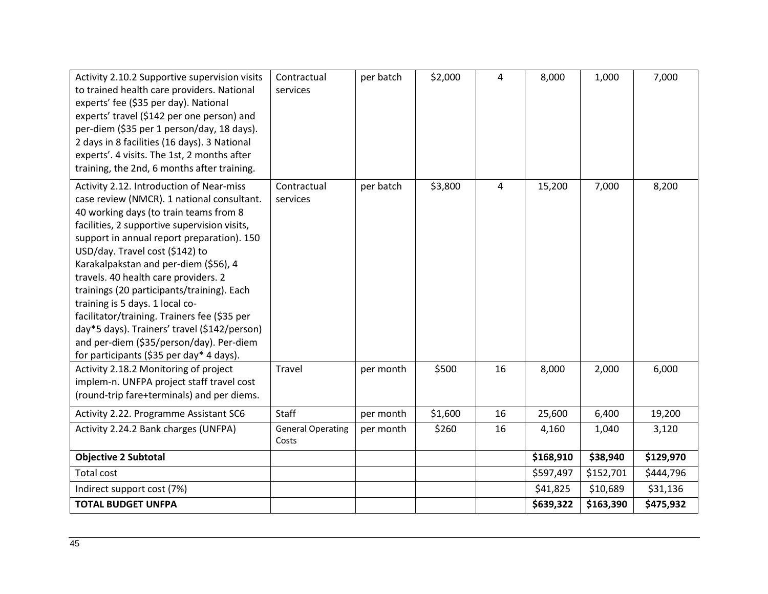| Activity 2.10.2 Supportive supervision visits to trained health care providers. National experts' fee ($35 per day). National experts' travel ($142 per one person) and per-diem ($35 per 1 person/day, 18 days). 2 days in 8 facilities (16 days). 3 National experts'. 4 visits. The 1st, 2 months after training, the 2nd, 6 months after training. | Contractual services | per batch | $2,000 | 4 | 8,000 | 1,000 | 7,000 |
|---|---|---|---|---|---|---|---|
| Activity 2.12. Introduction of Near-miss case review (NMCR). 1 national consultant. 40 working days (to train teams from 8 facilities, 2 supportive supervision visits, support in annual report preparation). 150 USD/day. Travel cost ($142) to Karakalpakstan and per-diem ($56), 4 travels. 40 health care providers. 2 trainings (20 participants/training). Each training is 5 days. 1 local co-facilitator/training. Trainers fee ($35 per day*5 days). Trainers' travel ($142/person) and per-diem ($35/person/day). Per-diem for participants ($35 per day* 4 days). | Contractual services | per batch | $3,800 | 4 | 15,200 | 7,000 | 8,200 |
| Activity 2.18.2 Monitoring of project implem-n. UNFPA project staff travel cost (round-trip fare+terminals) and per diems. | Travel | per month | $500 | 16 | 8,000 | 2,000 | 6,000 |
| Activity 2.22. Programme Assistant SC6 | Staff | per month | $1,600 | 16 | 25,600 | 6,400 | 19,200 |
| Activity 2.24.2 Bank charges (UNFPA) | General Operating Costs | per month | $260 | 16 | 4,160 | 1,040 | 3,120 |
| **Objective 2 Subtotal** | | | | | **$168,910** | **$38,940** | **$129,970** |
| Total cost | | | | | $597,497 | $152,701 | $444,796 |
| Indirect support cost (7%) | | | | | $41,825 | $10,689 | $31,136 |
| **TOTAL BUDGET UNFPA** | | | | | **$639,322** | **$163,390** | **$475,932** |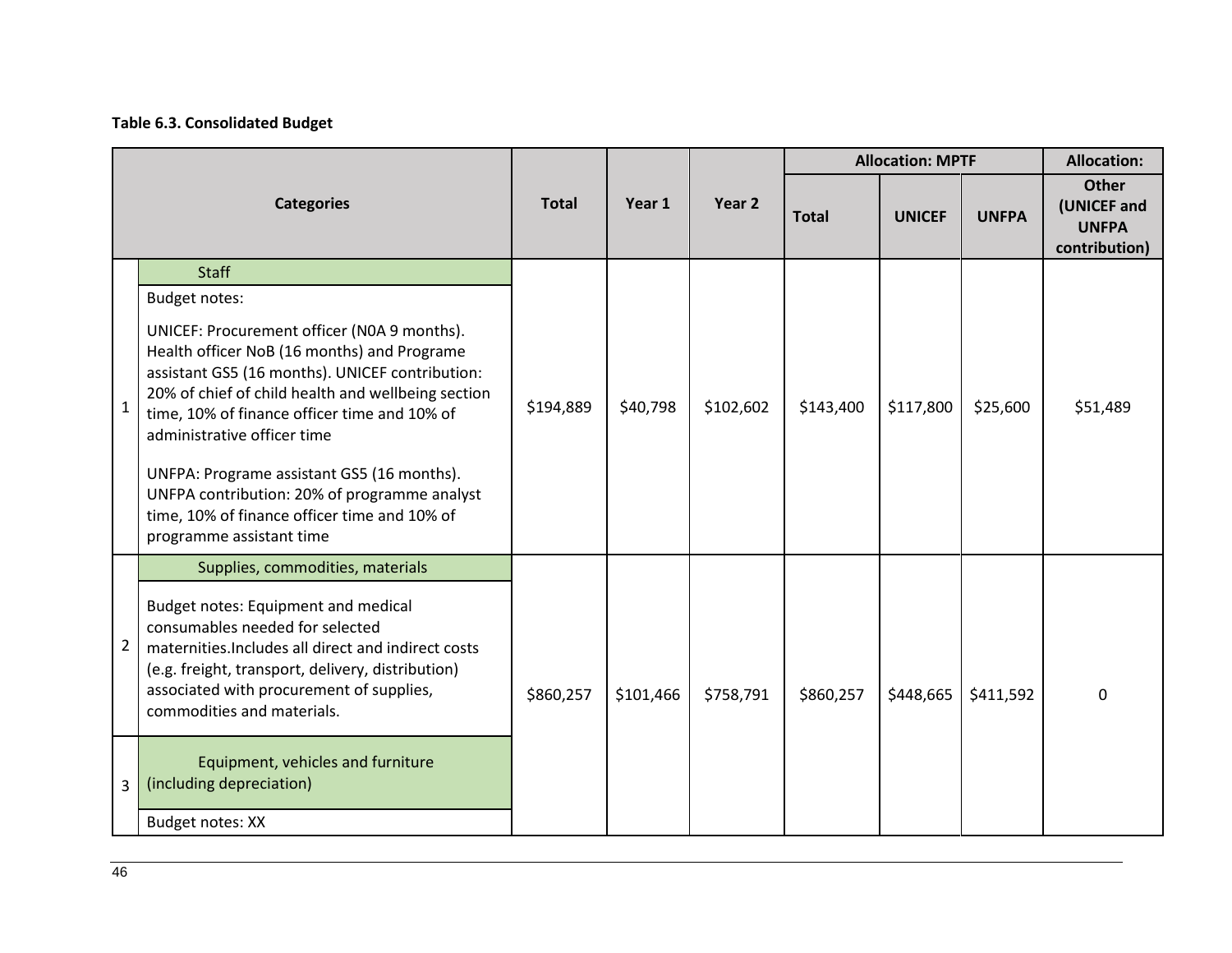**Table 6.3. Consolidated Budget**

| | Categories | Total | Year 1 | Year 2 | Allocation: MPTF | | | Allocation: |
|---|---|---|---|---|---|---|---|---|
| | | | | | Total | UNICEF | UNFPA | Other (UNICEF and UNFPA contribution) |
| 1 | Staff<br><br>Budget notes:<br><br>UNICEF: Procurement officer (N0A 9 months). Health officer NoB (16 months) and Programe assistant GS5 (16 months). UNICEF contribution: 20% of chief of child health and wellbeing section time, 10% of finance officer time and 10% of administrative officer time<br><br>UNFPA: Programe assistant GS5 (16 months). UNFPA contribution: 20% of programme analyst time, 10% of finance officer time and 10% of programme assistant time | $194,889 | $40,798 | $102,602 | $143,400 | $117,800 | $25,600 | $51,489 |
| 2 | Supplies, commodities, materials<br><br>Budget notes: Equipment and medical consumables needed for selected maternities.Includes all direct and indirect costs (e.g. freight, transport, delivery, distribution) associated with procurement of supplies, commodities and materials. | $860,257 | $101,466 | $758,791 | $860,257 | $448,665 | $411,592 | 0 |
| 3 | Equipment, vehicles and furniture (including depreciation)<br><br>Budget notes: XX | | | | | | | |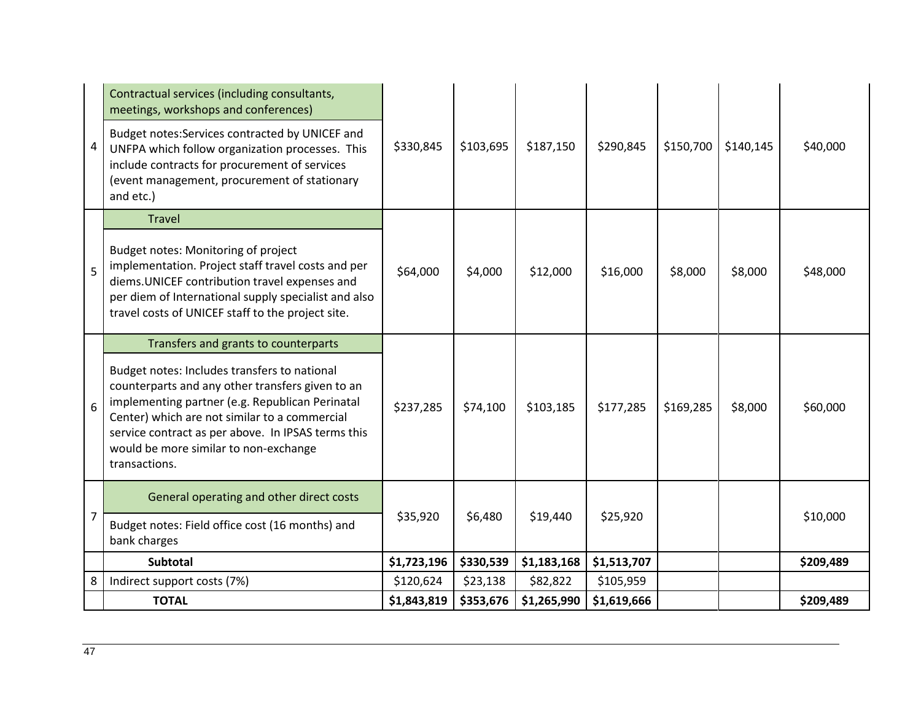| | | | | | | | | |
|---|---|---|---|---|---|---|---|---|
| 4 | Contractual services (including consultants, meetings, workshops and conferences)<br><br>Budget notes:Services contracted by UNICEF and UNFPA which follow organization processes. This include contracts for procurement of services (event management, procurement of stationary and etc.) | $330,845 | $103,695 | $187,150 | $290,845 | $150,700 | $140,145 | $40,000 |
| 5 | Travel<br><br>Budget notes: Monitoring of project implementation. Project staff travel costs and per diems.UNICEF contribution travel expenses and per diem of International supply specialist and also travel costs of UNICEF staff to the project site. | $64,000 | $4,000 | $12,000 | $16,000 | $8,000 | $8,000 | $48,000 |
| 6 | Transfers and grants to counterparts<br><br>Budget notes: Includes transfers to national counterparts and any other transfers given to an implementing partner (e.g. Republican Perinatal Center) which are not similar to a commercial service contract as per above. In IPSAS terms this would be more similar to non-exchange transactions. | $237,285 | $74,100 | $103,185 | $177,285 | $169,285 | $8,000 | $60,000 |
| 7 | General operating and other direct costs<br><br>Budget notes: Field office cost (16 months) and bank charges | $35,920 | $6,480 | $19,440 | $25,920 | | | $10,000 |
| | **Subtotal** | **$1,723,196** | **$330,539** | **$1,183,168** | **$1,513,707** | | | **$209,489** |
| 8 | Indirect support costs (7%) | $120,624 | $23,138 | $82,822 | $105,959 | | | |
| | **TOTAL** | **$1,843,819** | **$353,676** | **$1,265,990** | **$1,619,666** | | | **$209,489** |